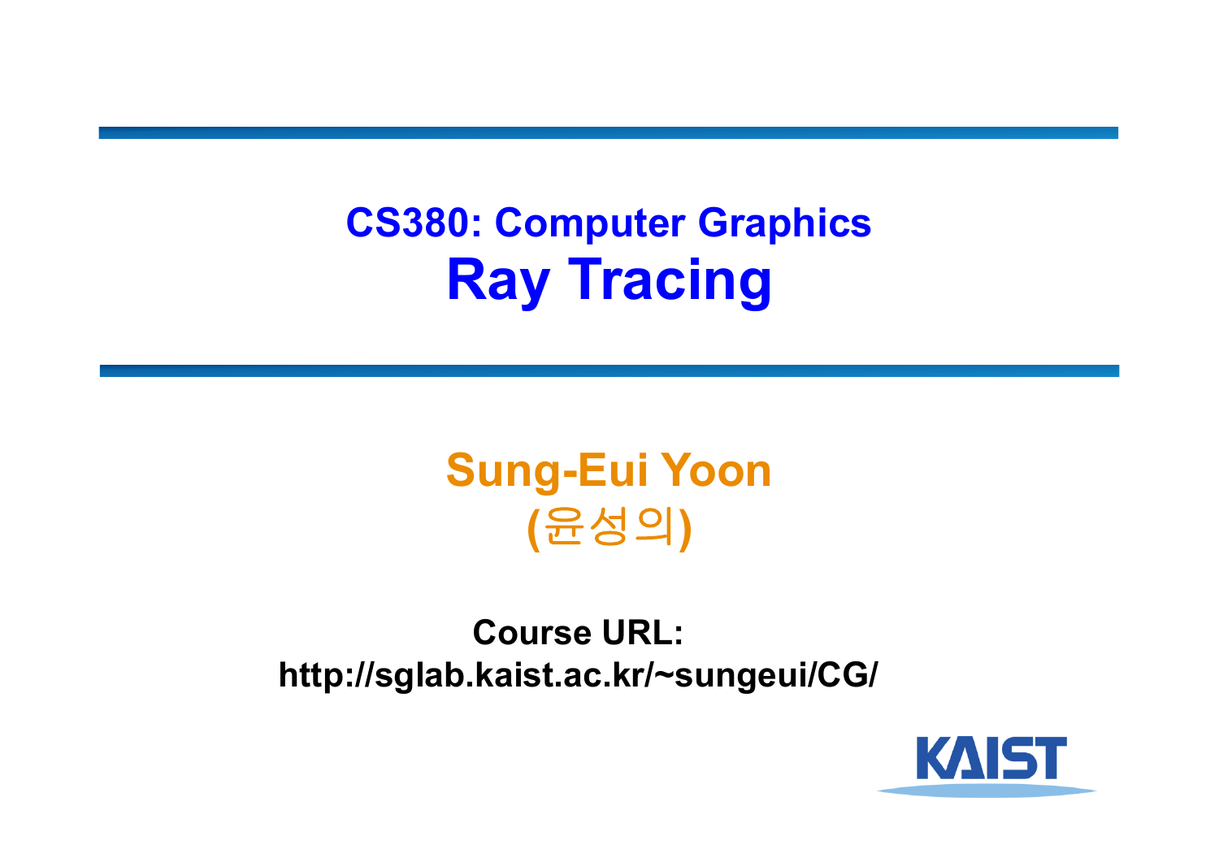# CS380: Computer Graphics
# Ray Tracing

**Sung-Eui Yoon**
**(윤성의)**

**Course URL:**
**http://sglab.kaist.ac.kr/~sungeui/CG/**

KAIST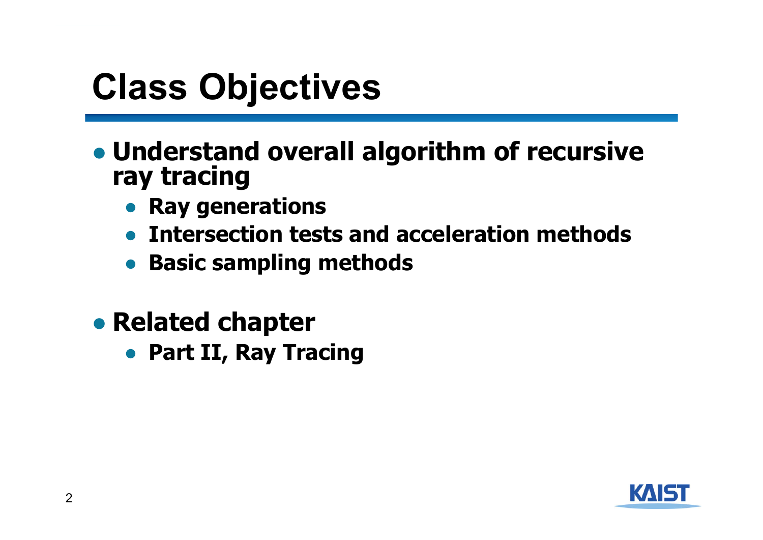# Class Objectives

- **Understand overall algorithm of recursive ray tracing**
  - **Ray generations**
  - **Intersection tests and acceleration methods**
  - **Basic sampling methods**
- **Related chapter**
  - **Part II, Ray Tracing**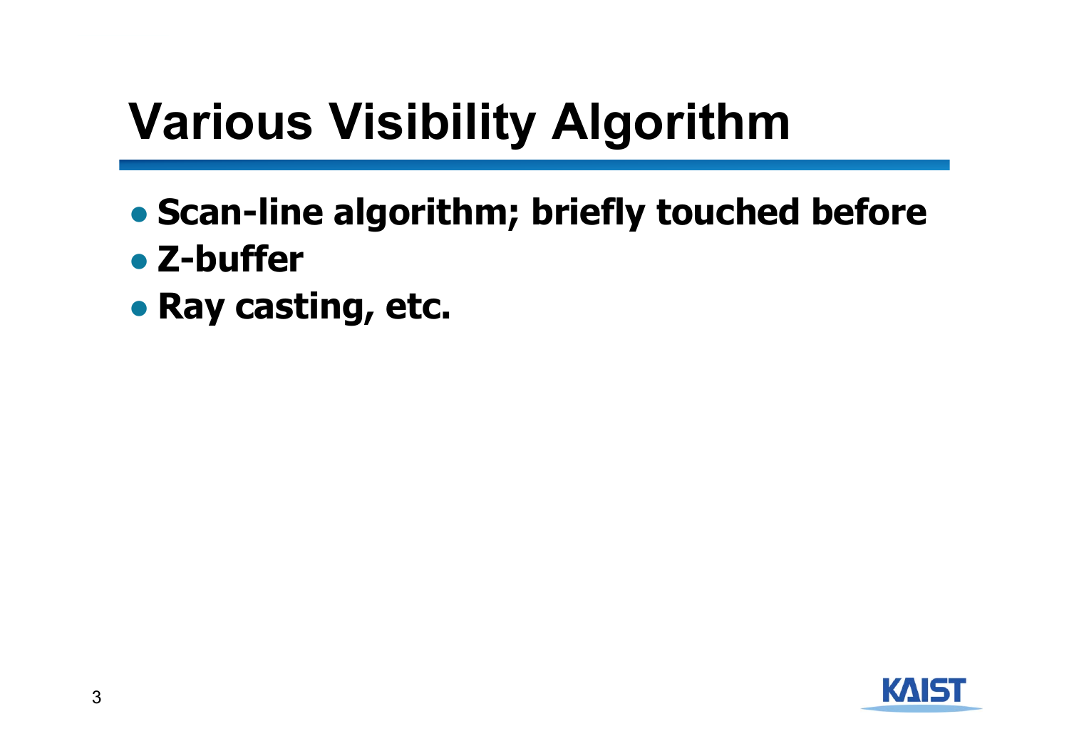# Various Visibility Algorithm

- **Scan-line algorithm; briefly touched before**
- **Z-buffer**
- **Ray casting, etc.**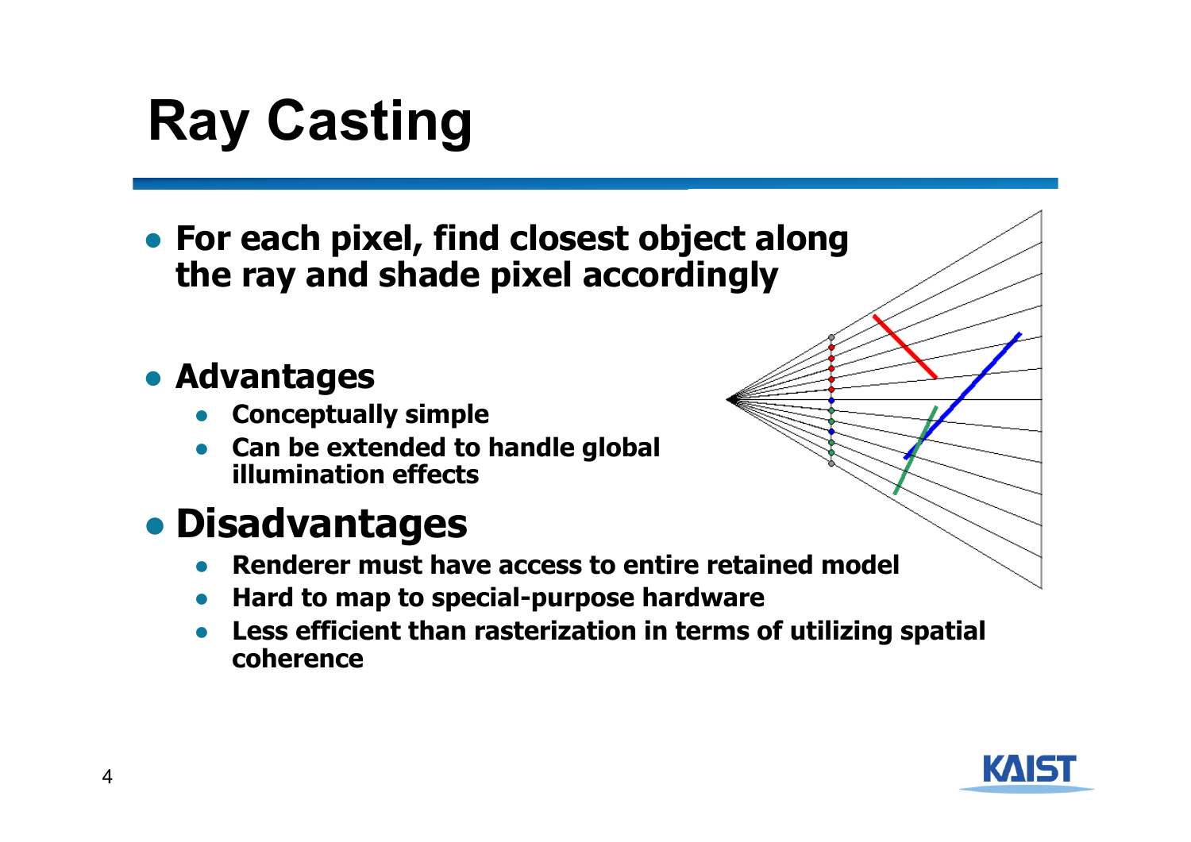# Ray Casting

- **For each pixel, find closest object along the ray and shade pixel accordingly**

- **Advantages**
  - **Conceptually simple**
  - **Can be extended to handle global illumination effects**

- **Disadvantages**
  - **Renderer must have access to entire retained model**
  - **Hard to map to special-purpose hardware**
  - **Less efficient than rasterization in terms of utilizing spatial coherence**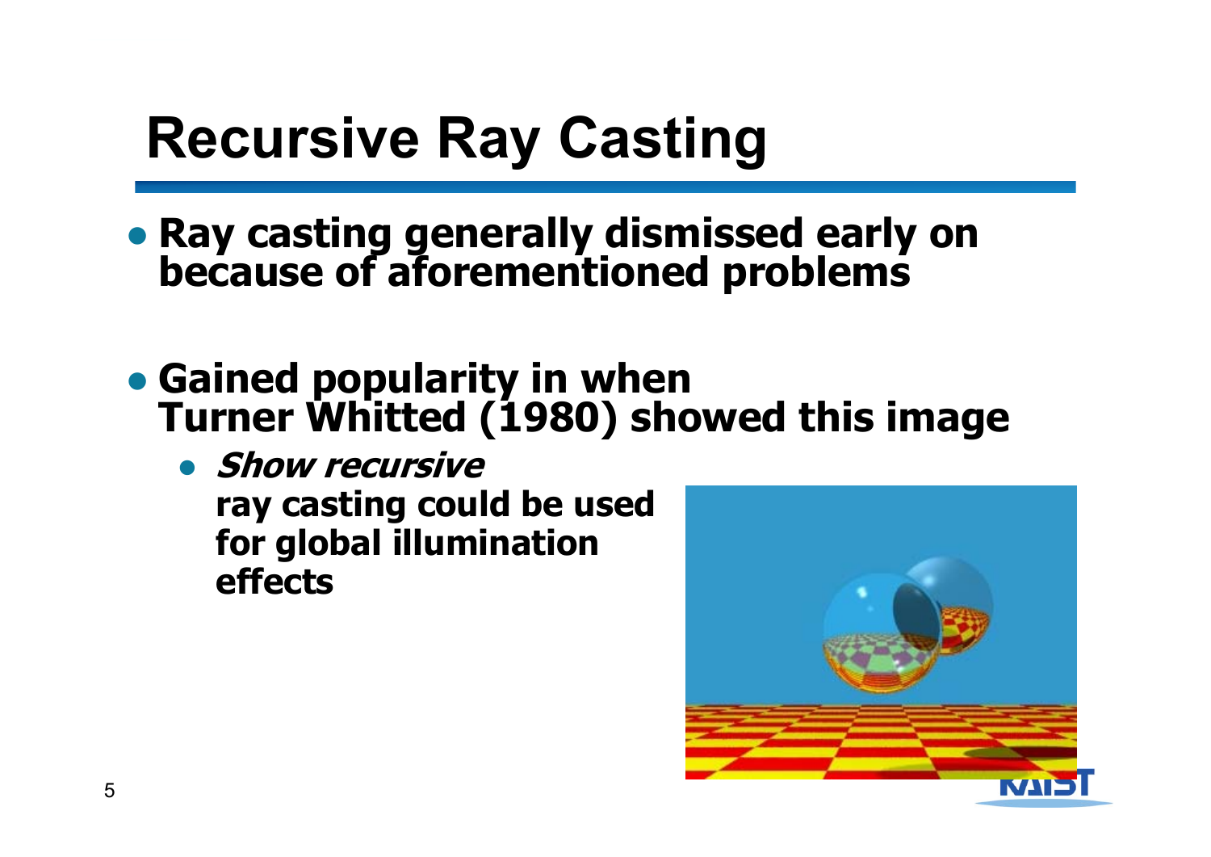# Recursive Ray Casting

- **Ray casting generally dismissed early on because of aforementioned problems**

- **Gained popularity in when Turner Whitted (1980) showed this image**
  - ***Show recursive* ray casting could be used for global illumination effects**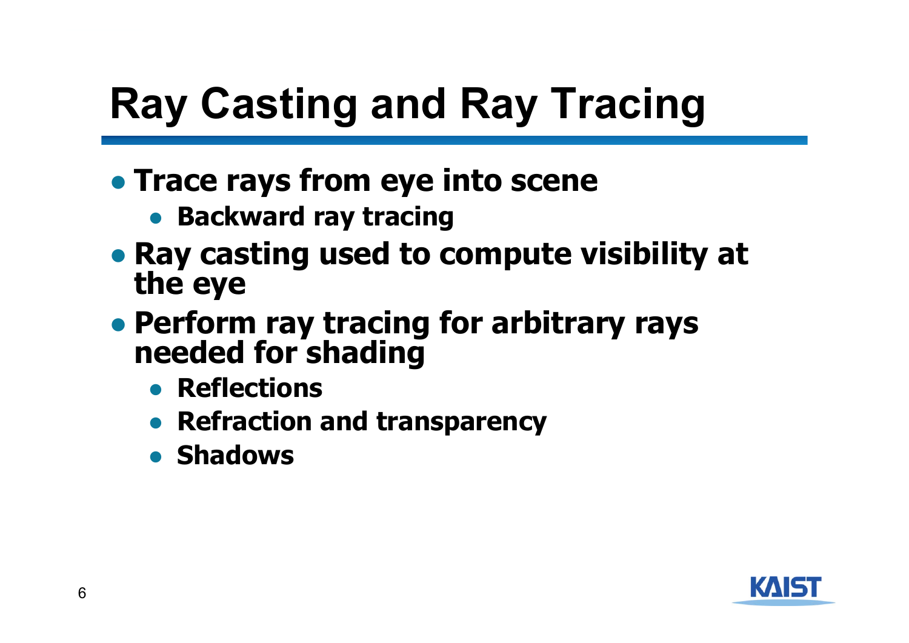# Ray Casting and Ray Tracing

- **Trace rays from eye into scene**
  - **Backward ray tracing**
- **Ray casting used to compute visibility at the eye**
- **Perform ray tracing for arbitrary rays needed for shading**
  - **Reflections**
  - **Refraction and transparency**
  - **Shadows**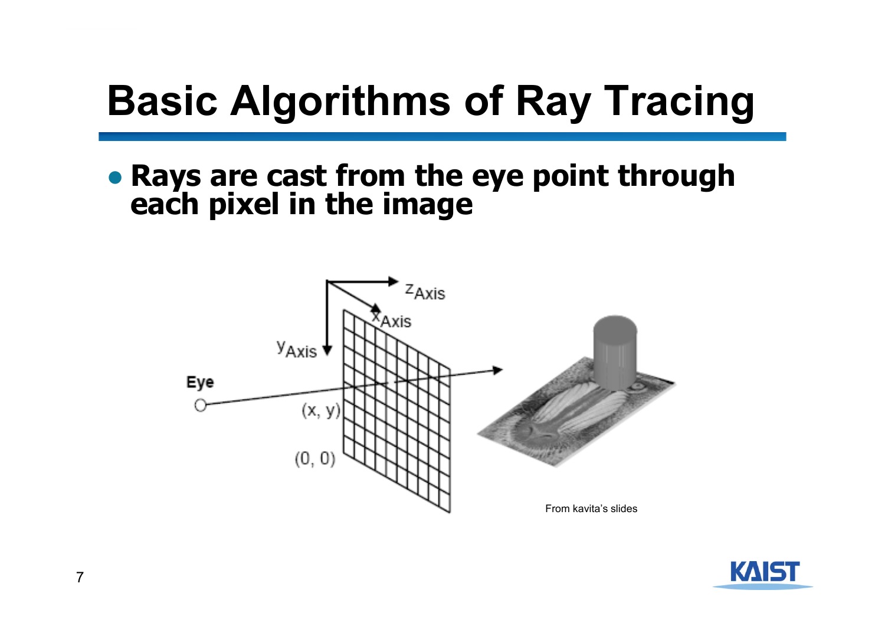# Basic Algorithms of Ray Tracing

- **Rays are cast from the eye point through each pixel in the image**

From kavita's slides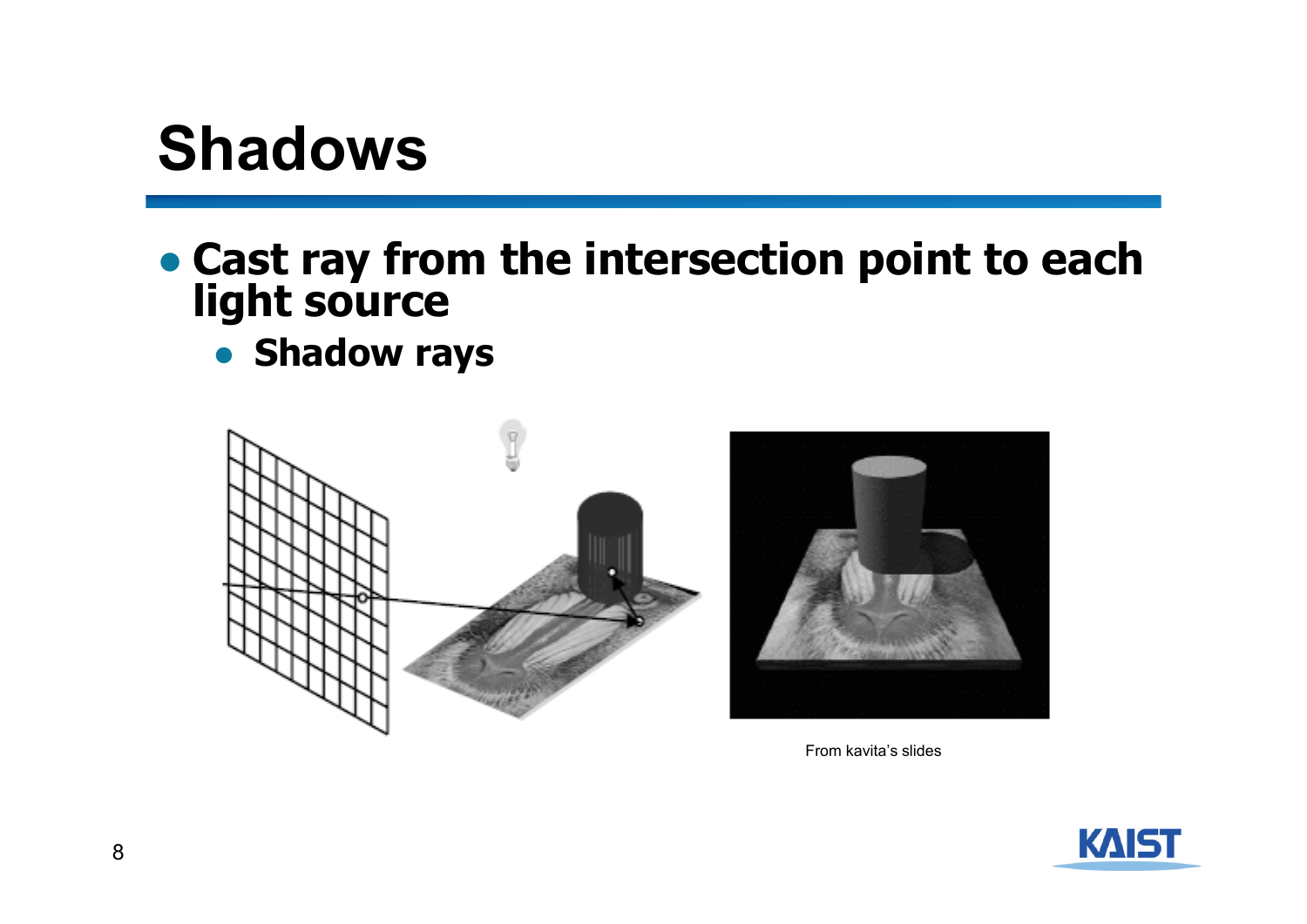# Shadows

- **Cast ray from the intersection point to each light source**
  - **Shadow rays**

From kavita's slides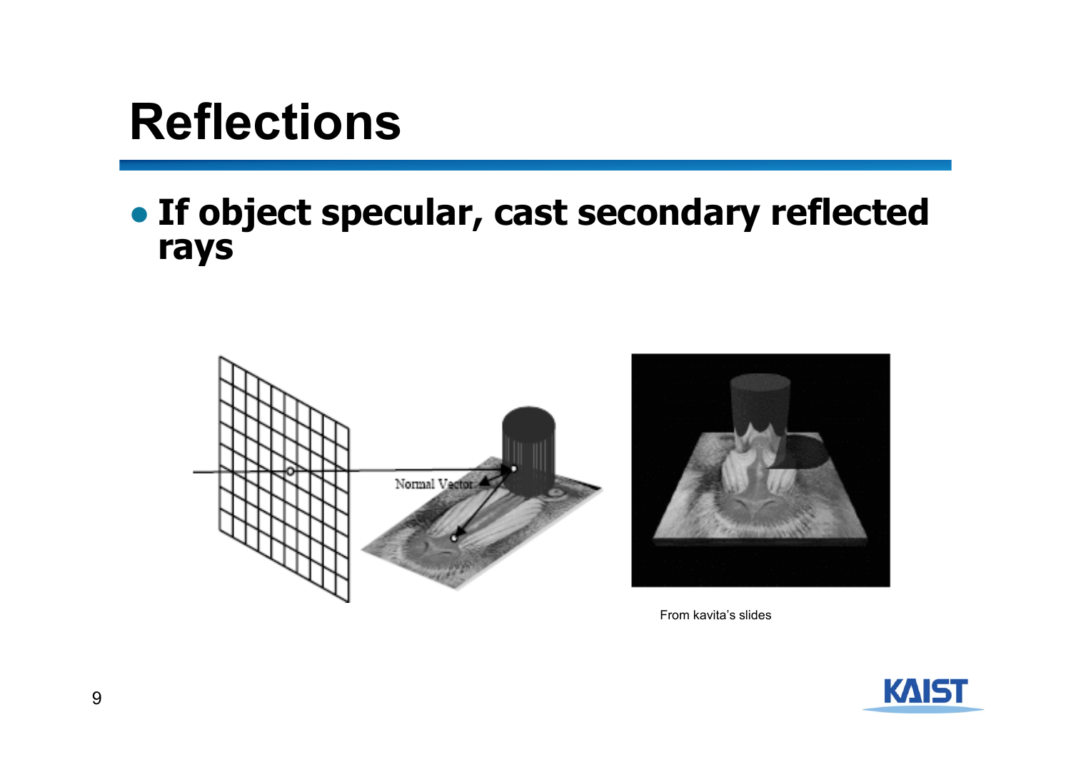# Reflections

- **If object specular, cast secondary reflected rays**

From kavita's slides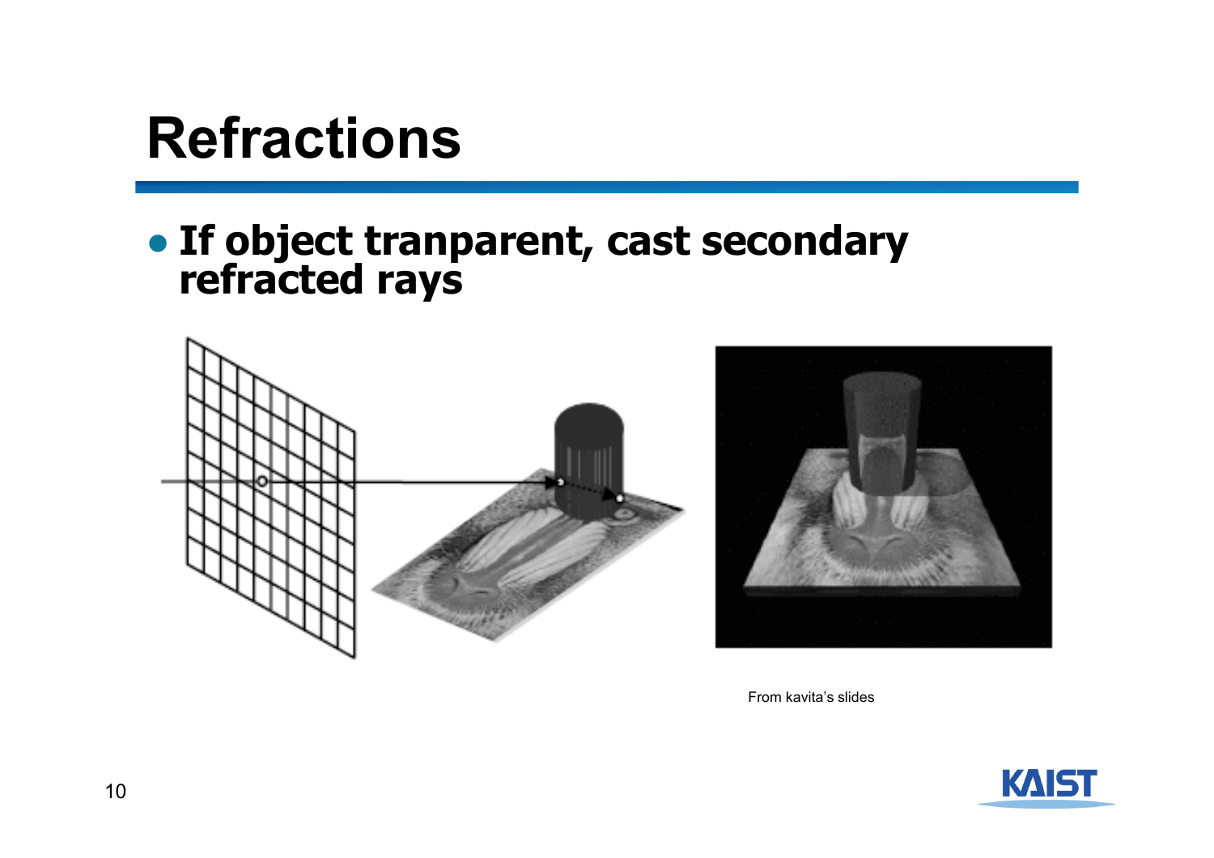# Refractions

- **If object tranparent, cast secondary refracted rays**

From kavita's slides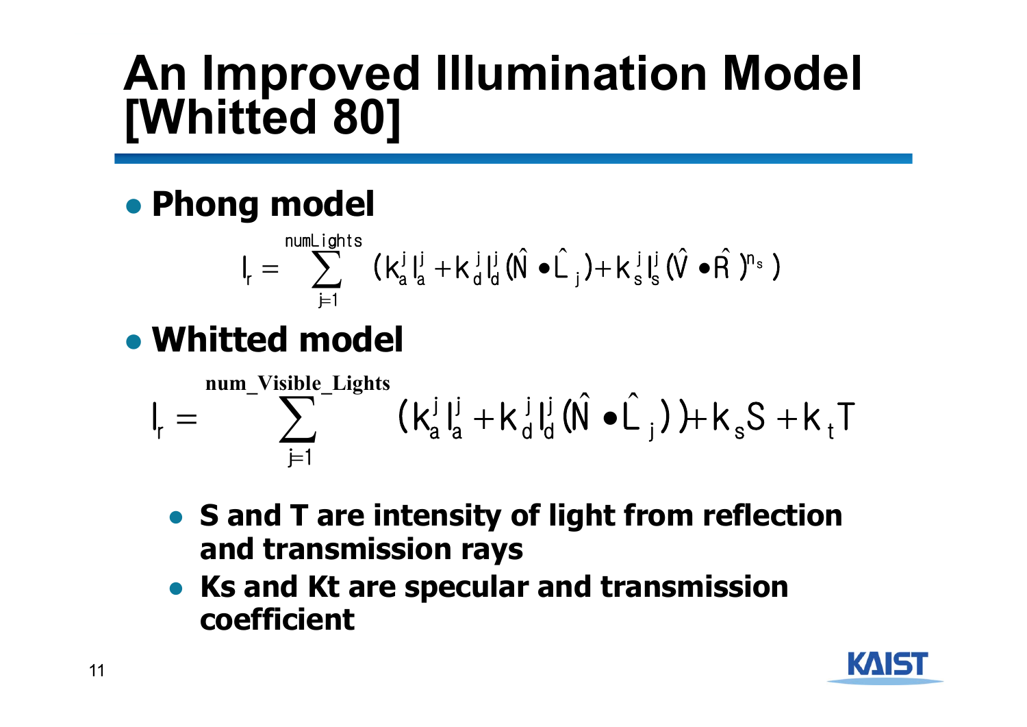# An Improved Illumination Model [Whitted 80]

- **Phong model**

$$I_r = \sum_{j=1}^{numLights} (k_a^j I_a^j + k_d^j I_d^j (\hat{N} \bullet \hat{L}_j) + k_s^j I_s^j (\hat{V} \bullet \hat{R})^{n_s})$$

- **Whitted model**

$$I_r = \sum_{j=1}^{num\_Visible\_Lights} (k_a^j I_a^j + k_d^j I_d^j (\hat{N} \bullet \hat{L}_j)) + k_s S + k_t T$$

  - **S and T are intensity of light from reflection and transmission rays**
  - **Ks and Kt are specular and transmission coefficient**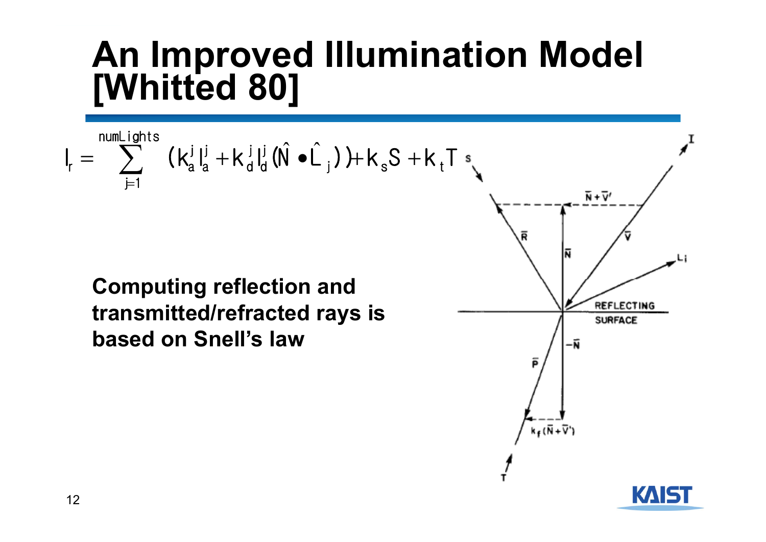# An Improved Illumination Model [Whitted 80]

$$I_r = \sum_{j=1}^{numLights} \left( k_a^j I_a^j + k_d^j I_d^j (\hat{N} \bullet \hat{L}_j) \right) + k_s S + k_t T$$

**Computing reflection and transmitted/refracted rays is based on Snell's law**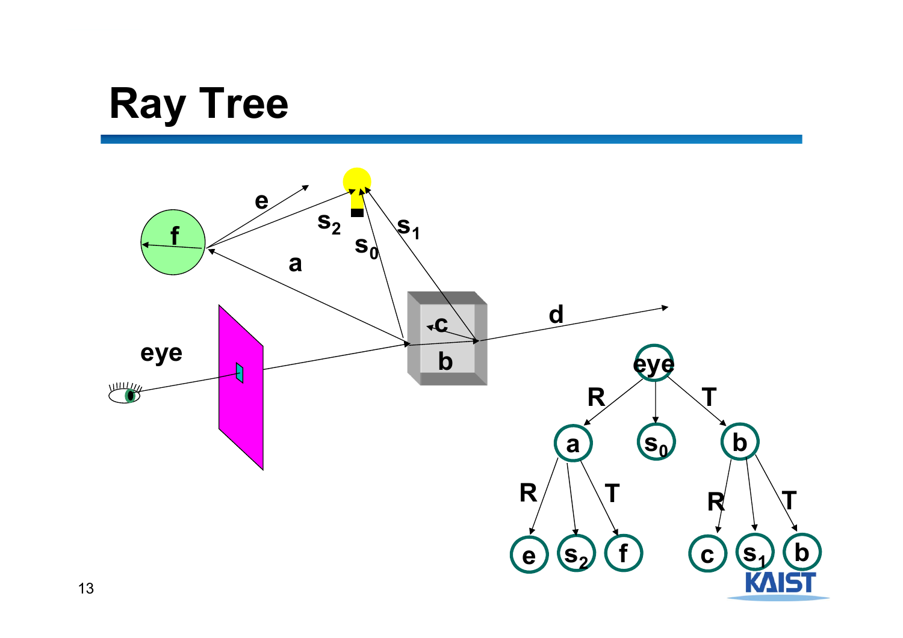# Ray Tree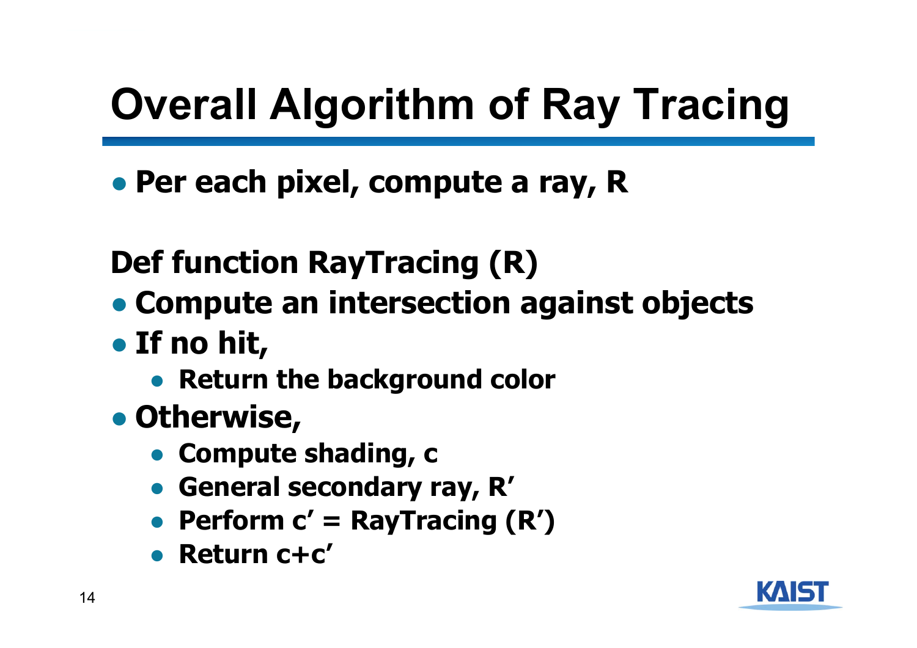# Overall Algorithm of Ray Tracing

- **Per each pixel, compute a ray, R**

**Def function RayTracing (R)**

- **Compute an intersection against objects**
- **If no hit,**
  - **Return the background color**
- **Otherwise,**
  - **Compute shading, c**
  - **General secondary ray, R'**
  - **Perform c' = RayTracing (R')**
  - **Return c+c'**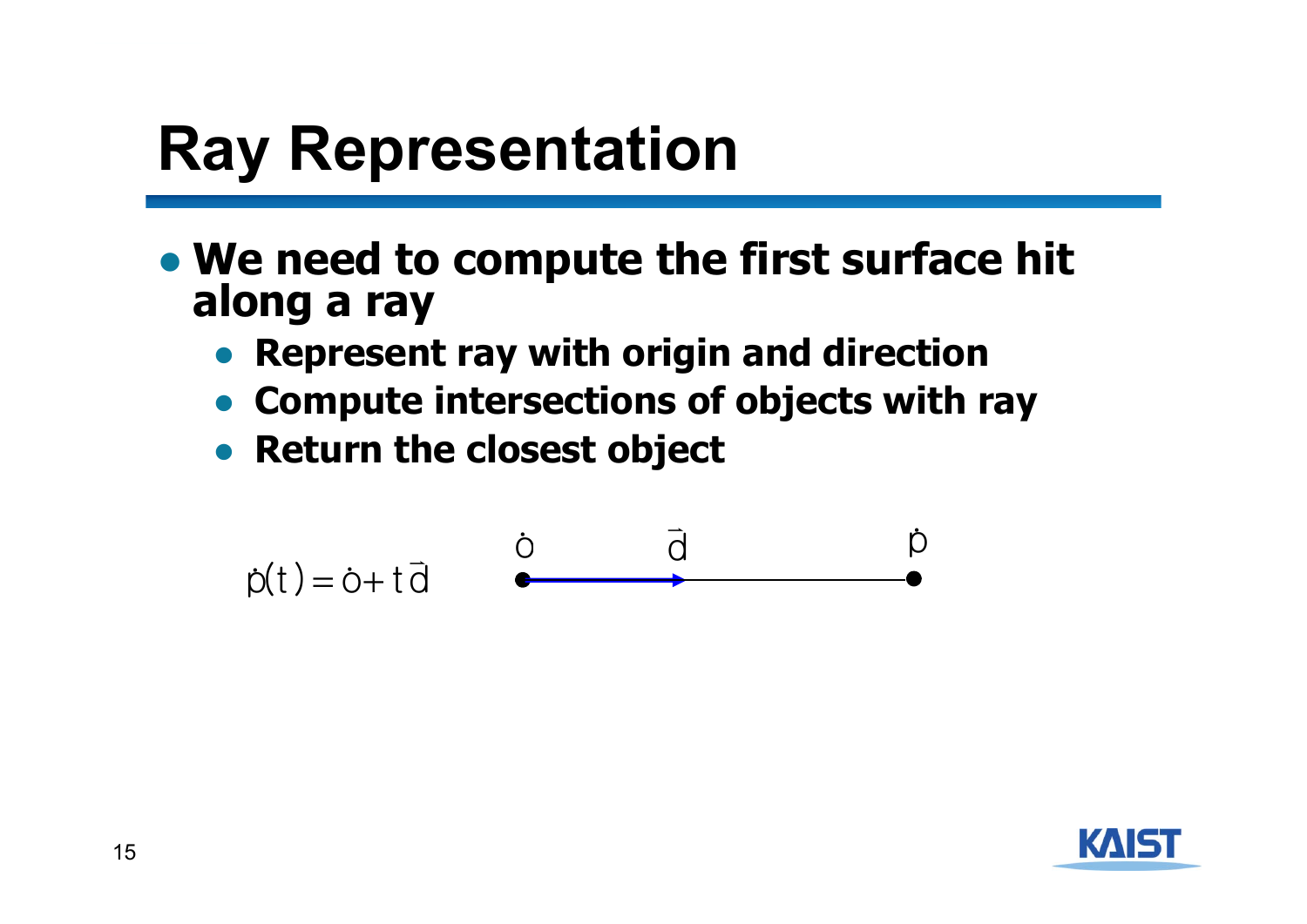# Ray Representation

- **We need to compute the first surface hit along a ray**
  - **Represent ray with origin and direction**
  - **Compute intersections of objects with ray**
  - **Return the closest object**

$$\dot{p}(t) = \dot{o} + t\vec{d}$$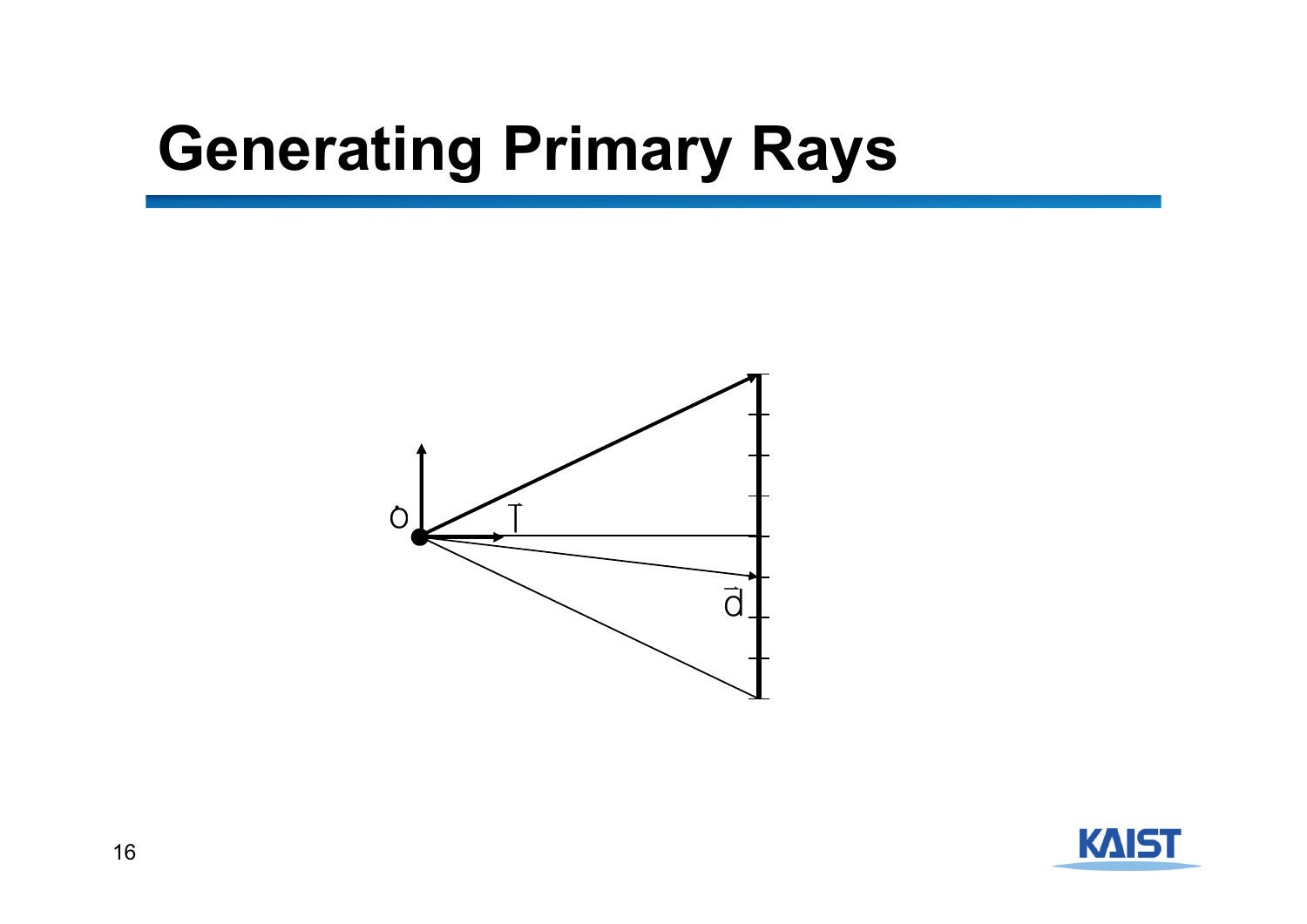# Generating Primary Rays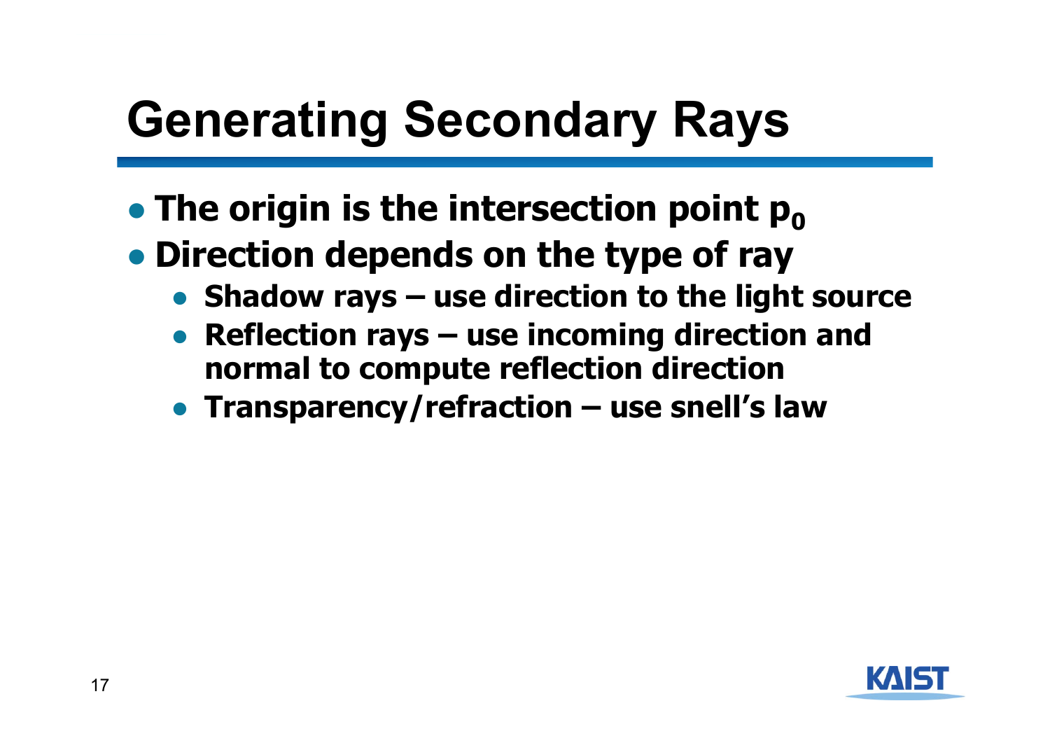# Generating Secondary Rays

- **The origin is the intersection point $p_0$**
- **Direction depends on the type of ray**
  - **Shadow rays – use direction to the light source**
  - **Reflection rays – use incoming direction and normal to compute reflection direction**
  - **Transparency/refraction – use snell's law**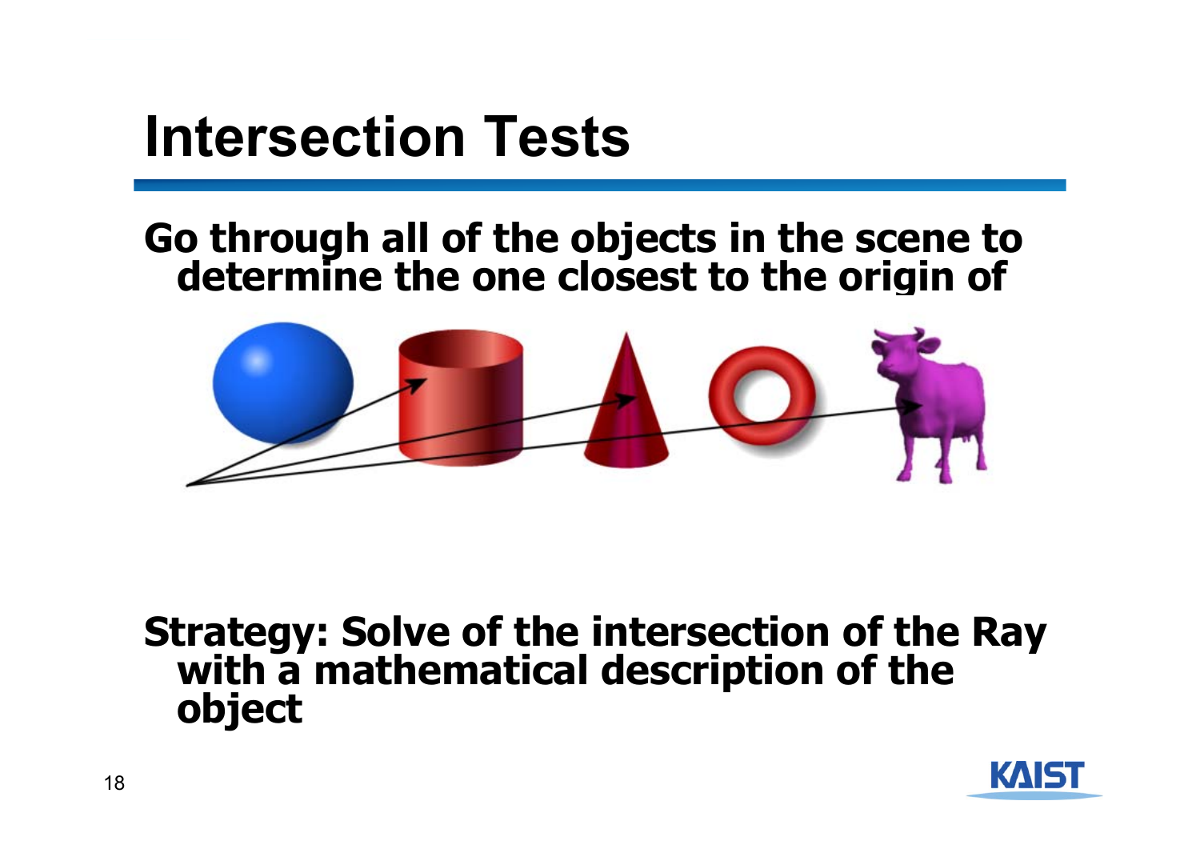# Intersection Tests

- Go through all of the objects in the scene to determine the one closest to the origin of

- Strategy: Solve of the intersection of the Ray with a mathematical description of the object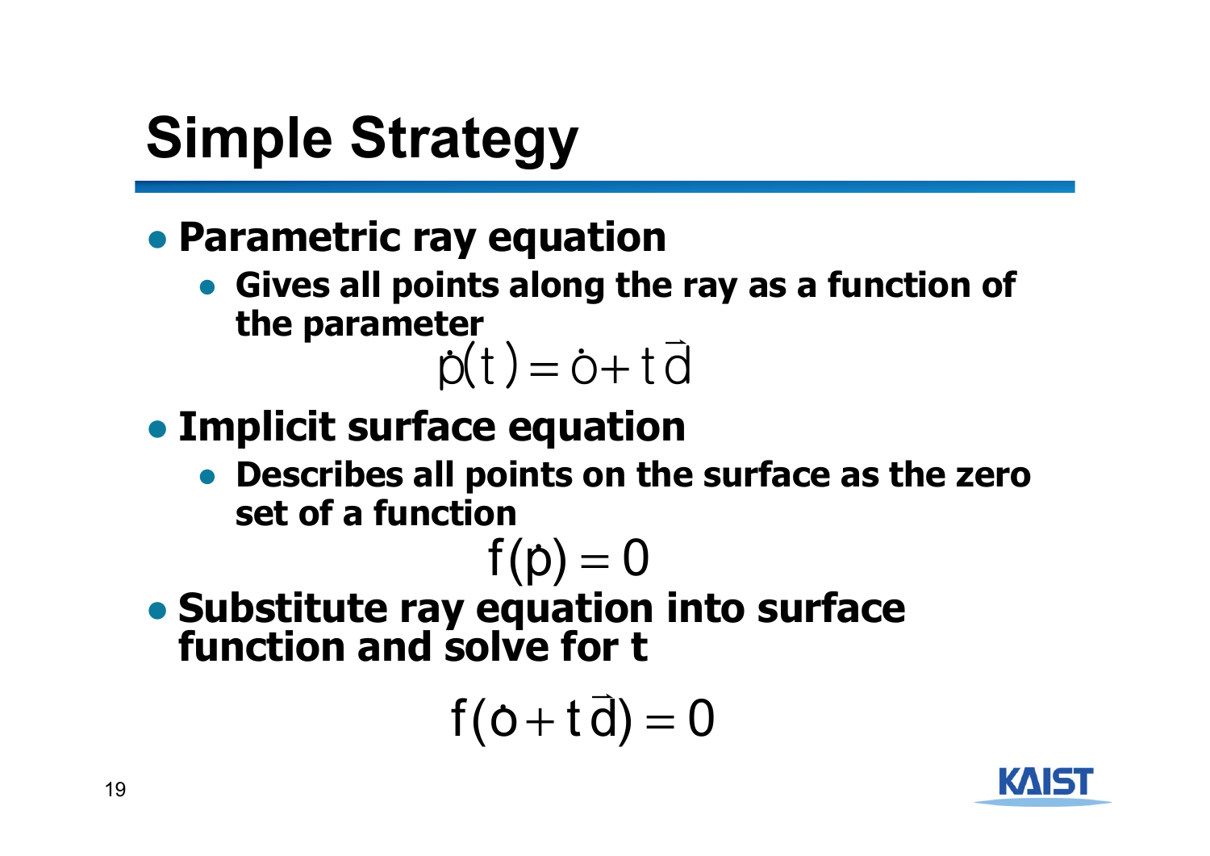# Simple Strategy

- **Parametric ray equation**
  - **Gives all points along the ray as a function of the parameter**

$$\dot{p}(t) = \dot{o} + t\vec{d}$$

- **Implicit surface equation**
  - **Describes all points on the surface as the zero set of a function**

$$f(\dot{p}) = 0$$

- **Substitute ray equation into surface function and solve for t**

$$f(\dot{o} + t\vec{d}) = 0$$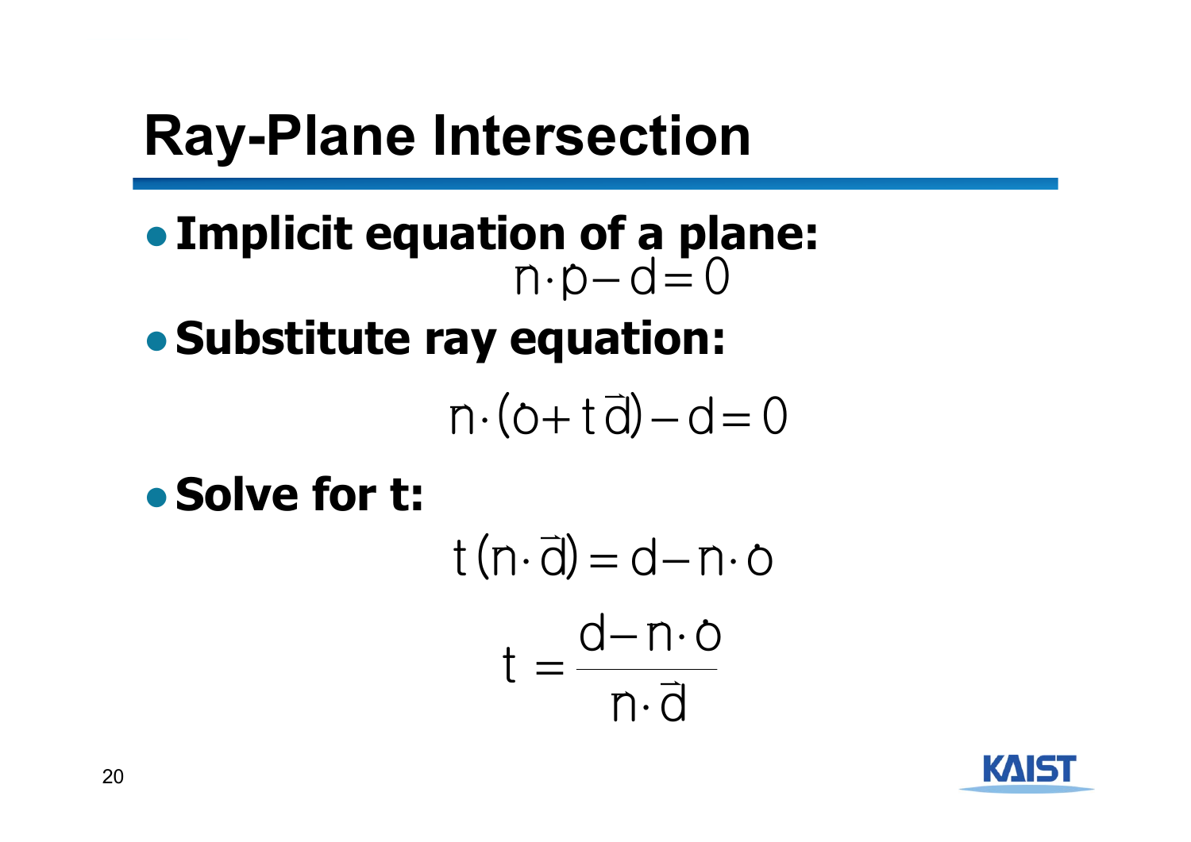# Ray-Plane Intersection

- **Implicit equation of a plane:**

$$n \cdot p - d = 0$$

- **Substitute ray equation:**

$$n \cdot (o + t\vec{d}) - d = 0$$

- **Solve for t:**

$$t(n \cdot \vec{d}) = d - n \cdot o$$

$$t = \frac{d - n \cdot o}{n \cdot \vec{d}}$$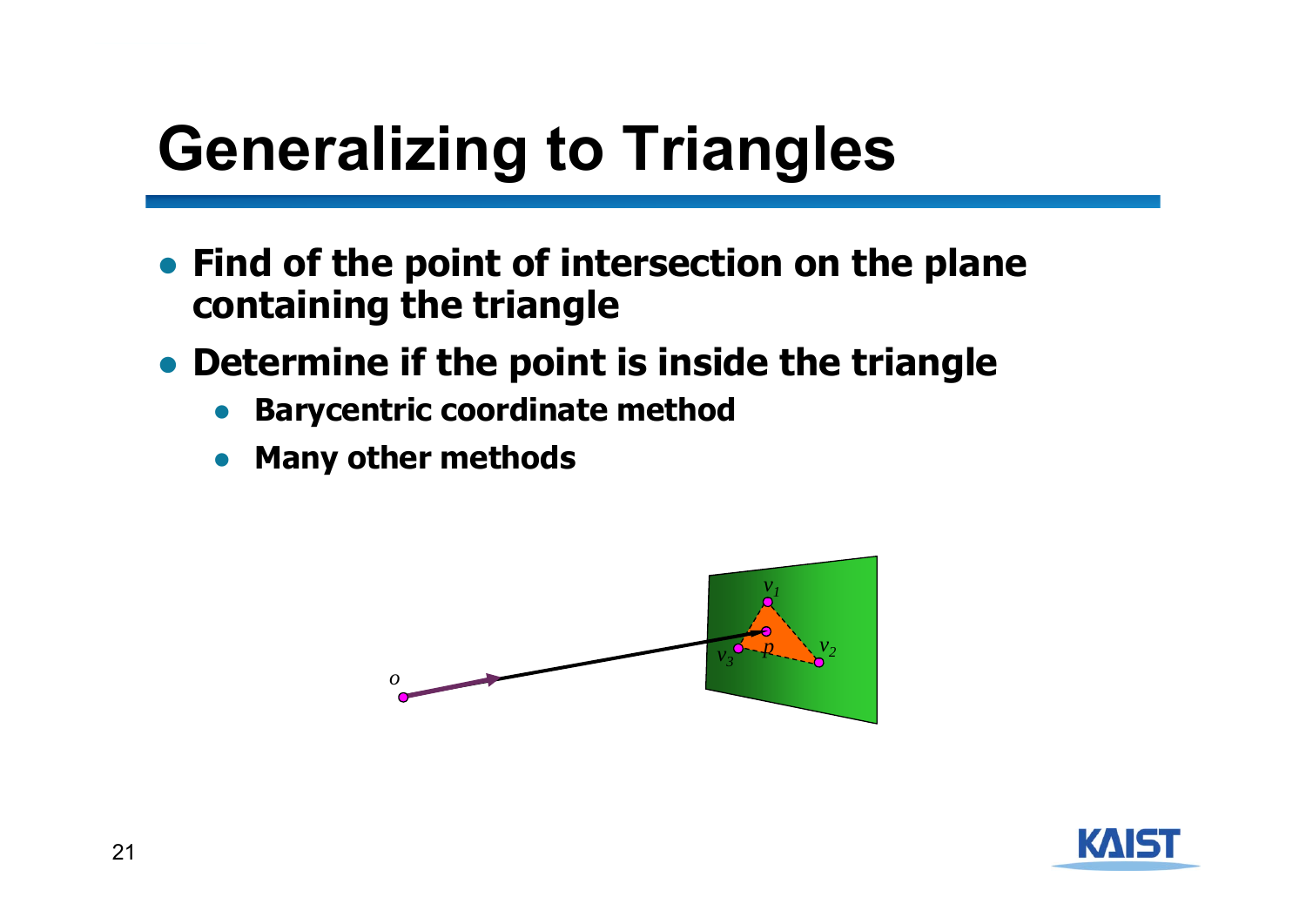# Generalizing to Triangles

- **Find of the point of intersection on the plane containing the triangle**
- **Determine if the point is inside the triangle**
  - **Barycentric coordinate method**
  - **Many other methods**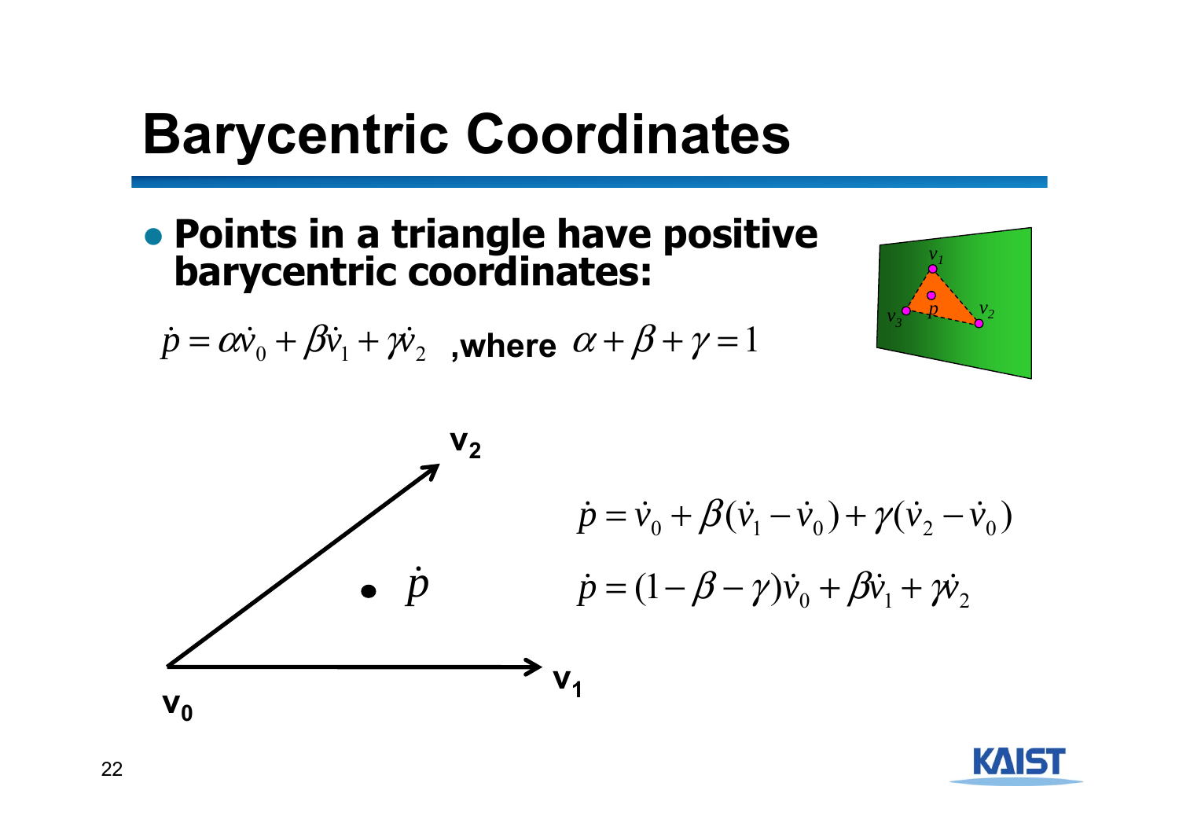# Barycentric Coordinates

- **Points in a triangle have positive barycentric coordinates:**

$$\dot{p} = \alpha\dot{v}_0 + \beta\dot{v}_1 + \gamma\dot{v}_2 \quad \textbf{,where } \alpha + \beta + \gamma = 1$$

$$\dot{p} = \dot{v}_0 + \beta(\dot{v}_1 - \dot{v}_0) + \gamma(\dot{v}_2 - \dot{v}_0)$$

$$\dot{p} = (1 - \beta - \gamma)\dot{v}_0 + \beta\dot{v}_1 + \gamma\dot{v}_2$$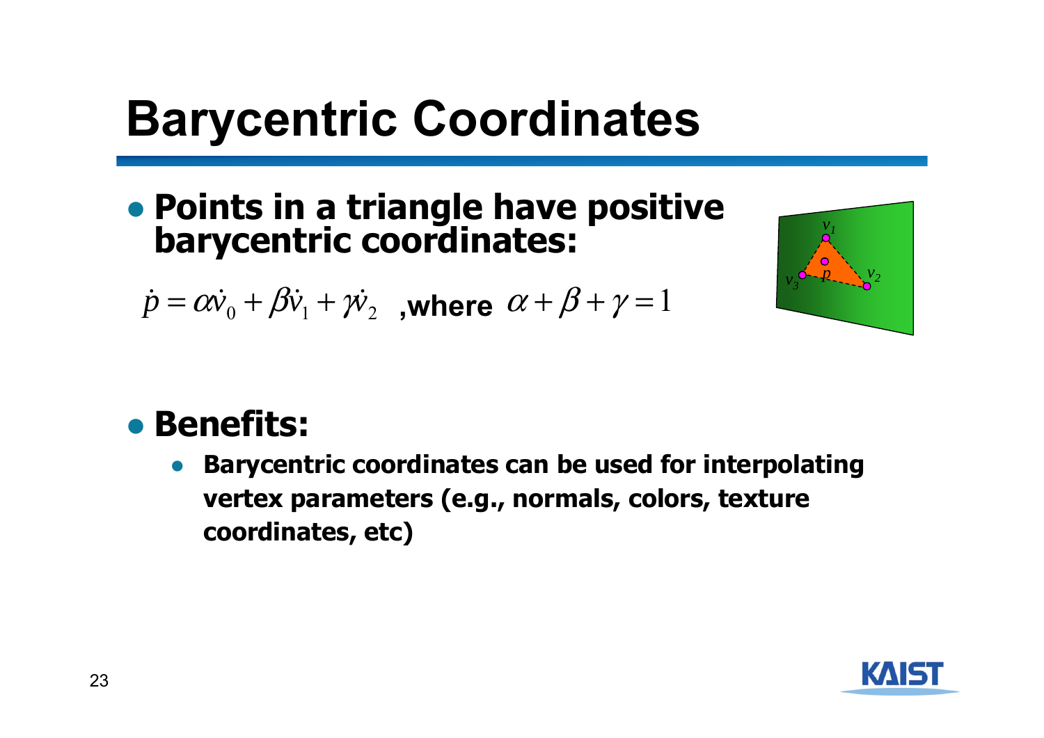# Barycentric Coordinates

- **Points in a triangle have positive barycentric coordinates:**

$$\dot{p} = \alpha \dot{v}_0 + \beta \dot{v}_1 + \gamma \dot{v}_2 \quad \text{,where } \alpha + \beta + \gamma = 1$$

- **Benefits:**
  - **Barycentric coordinates can be used for interpolating vertex parameters (e.g., normals, colors, texture coordinates, etc)**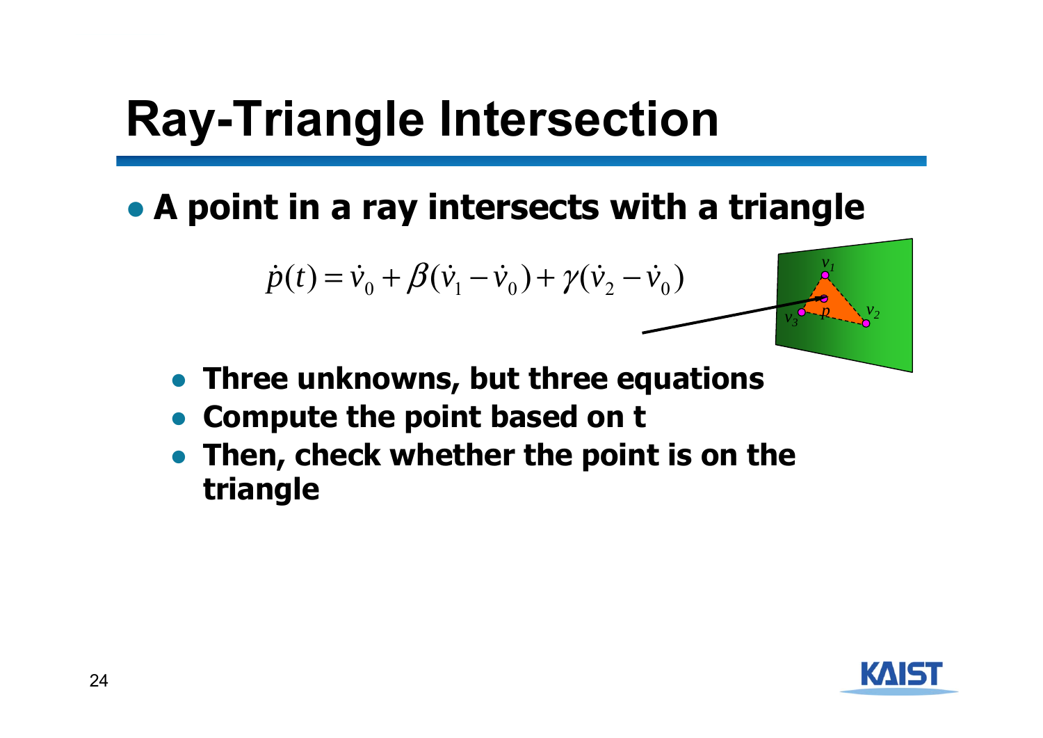# Ray-Triangle Intersection

- **A point in a ray intersects with a triangle**

$$\dot{p}(t) = \dot{v}_0 + \beta(\dot{v}_1 - \dot{v}_0) + \gamma(\dot{v}_2 - \dot{v}_0)$$

  - **Three unknowns, but three equations**
  - **Compute the point based on t**
  - **Then, check whether the point is on the triangle**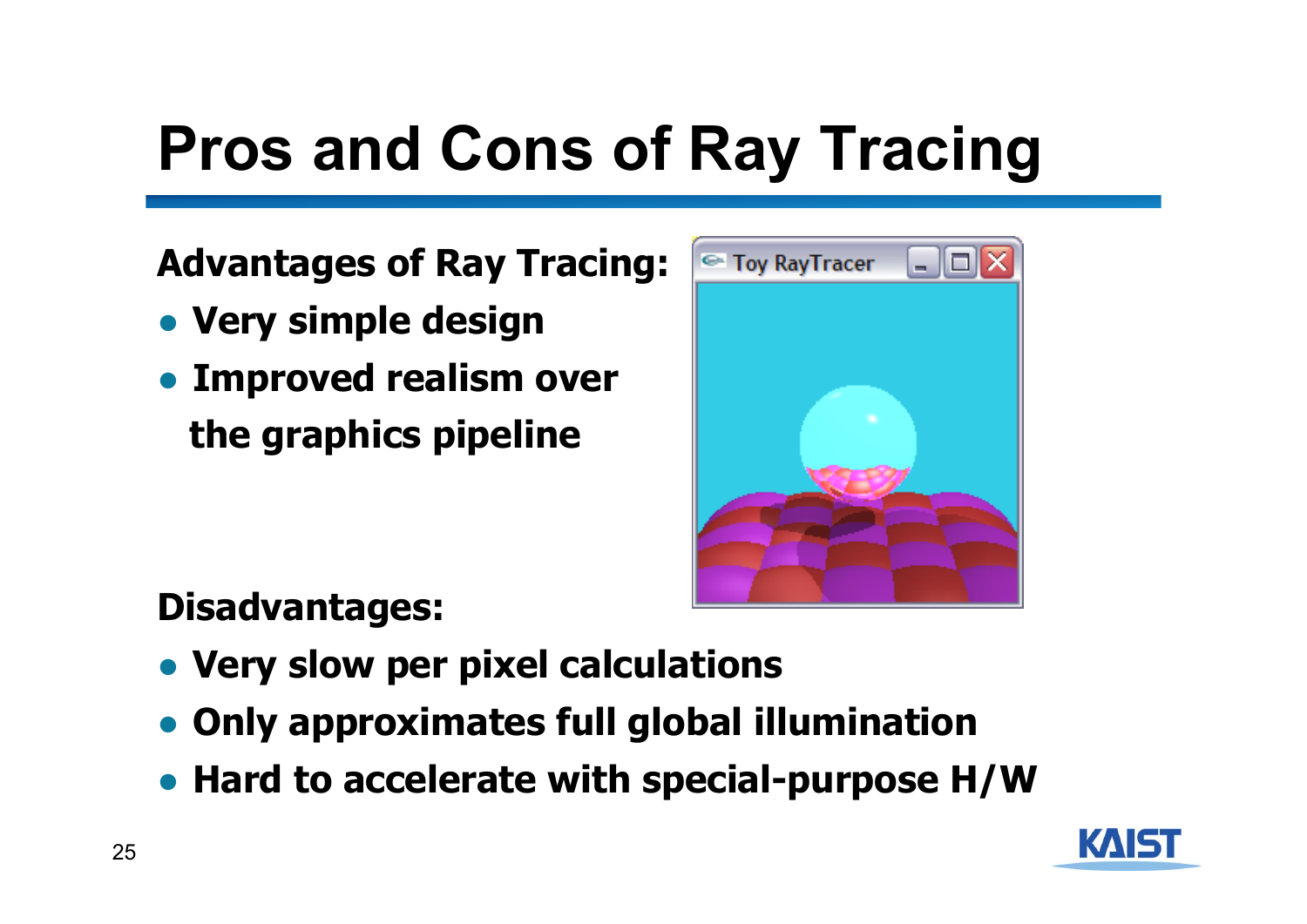# Pros and Cons of Ray Tracing

**Advantages of Ray Tracing:**

- **Very simple design**
- **Improved realism over the graphics pipeline**

**Disadvantages:**

- **Very slow per pixel calculations**
- **Only approximates full global illumination**
- **Hard to accelerate with special-purpose H/W**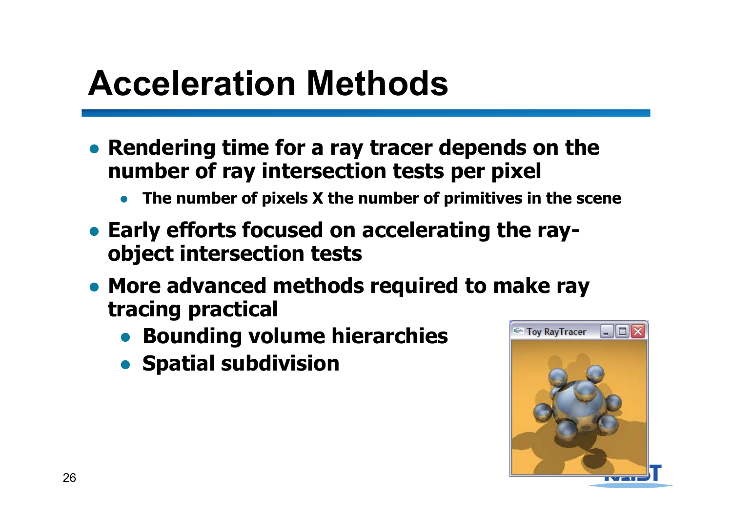# Acceleration Methods

- Rendering time for a ray tracer depends on the number of ray intersection tests per pixel
  - The number of pixels X the number of primitives in the scene
- Early efforts focused on accelerating the ray-object intersection tests
- More advanced methods required to make ray tracing practical
  - Bounding volume hierarchies
  - Spatial subdivision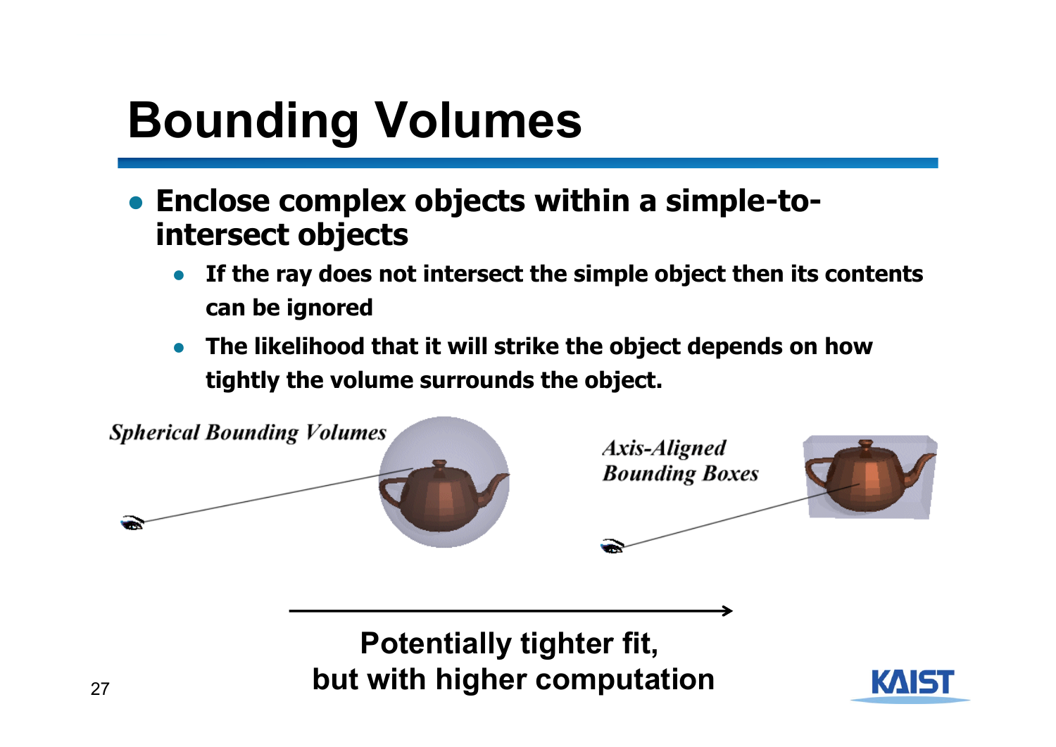# Bounding Volumes

- **Enclose complex objects within a simple-to-intersect objects**
  - **If the ray does not intersect the simple object then its contents can be ignored**
  - **The likelihood that it will strike the object depends on how tightly the volume surrounds the object.**

*Spherical Bounding Volumes*

*Axis-Aligned Bounding Boxes*

**Potentially tighter fit, but with higher computation**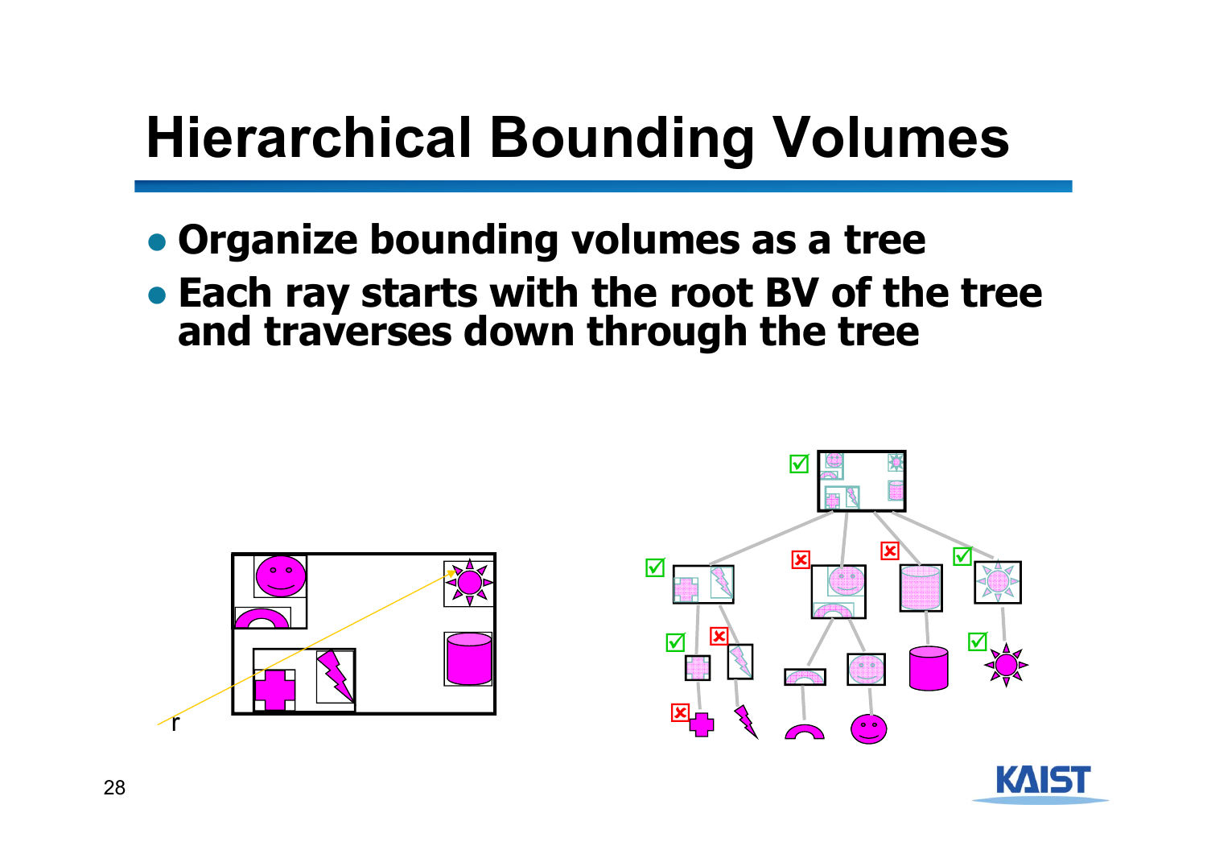# Hierarchical Bounding Volumes

- **Organize bounding volumes as a tree**
- **Each ray starts with the root BV of the tree and traverses down through the tree**

r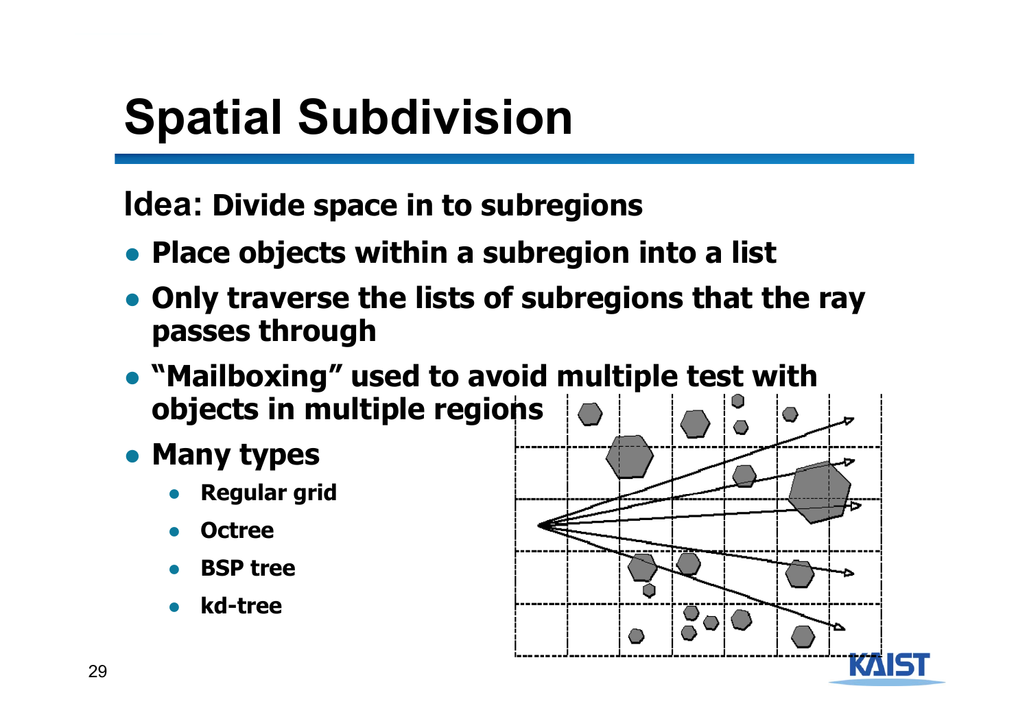# Spatial Subdivision

Idea: **Divide space in to subregions**

- **Place objects within a subregion into a list**
- **Only traverse the lists of subregions that the ray passes through**
- **"Mailboxing" used to avoid multiple test with objects in multiple regions**
- **Many types**
  - **Regular grid**
  - **Octree**
  - **BSP tree**
  - **kd-tree**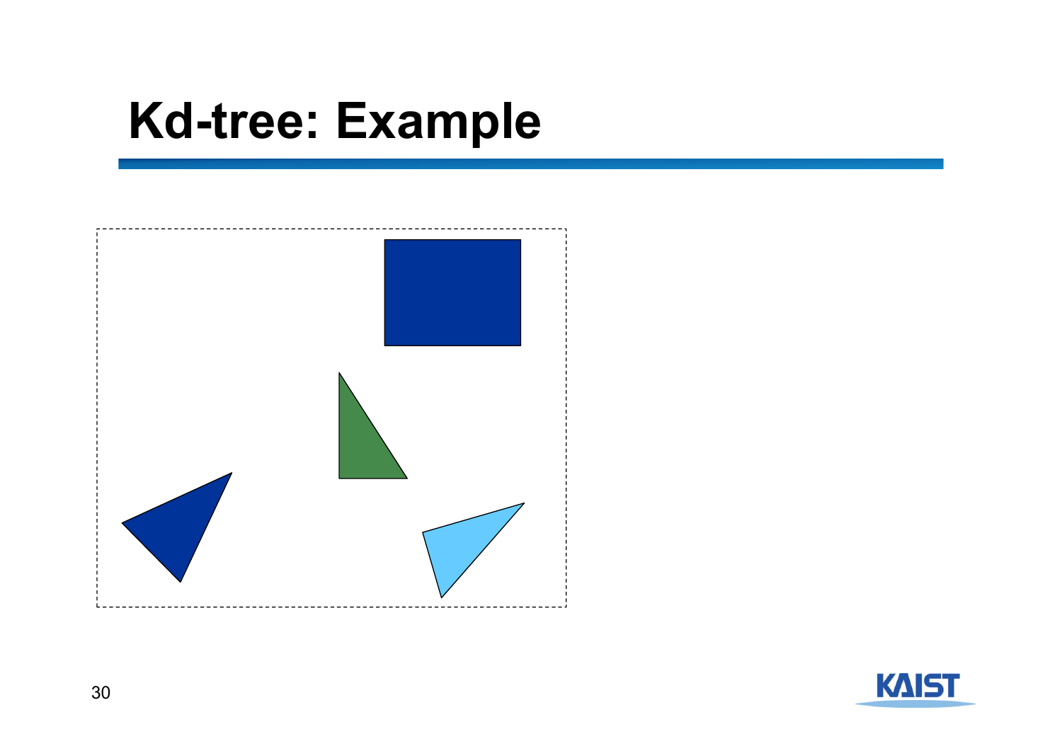# Kd-tree: Example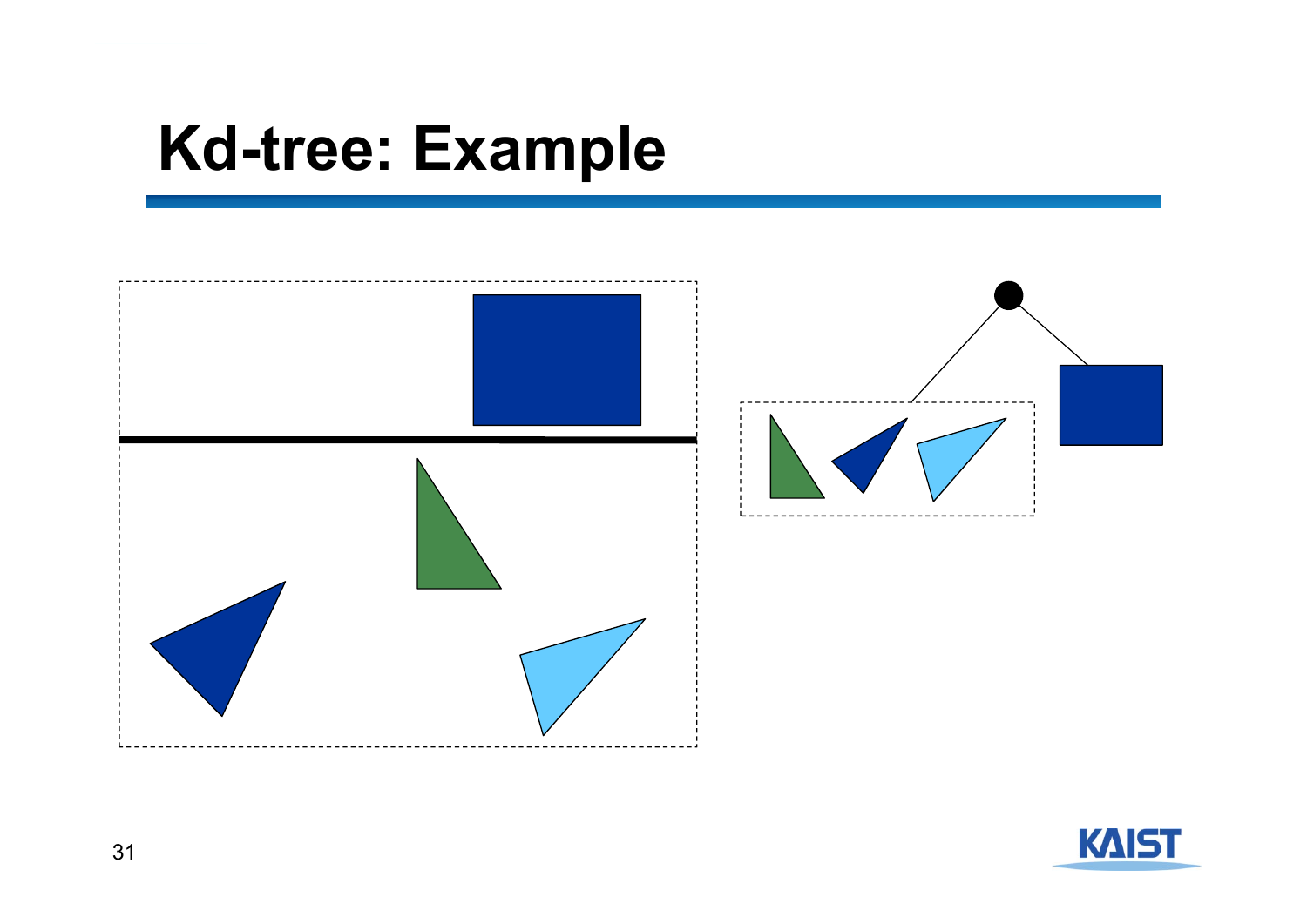# Kd-tree: Example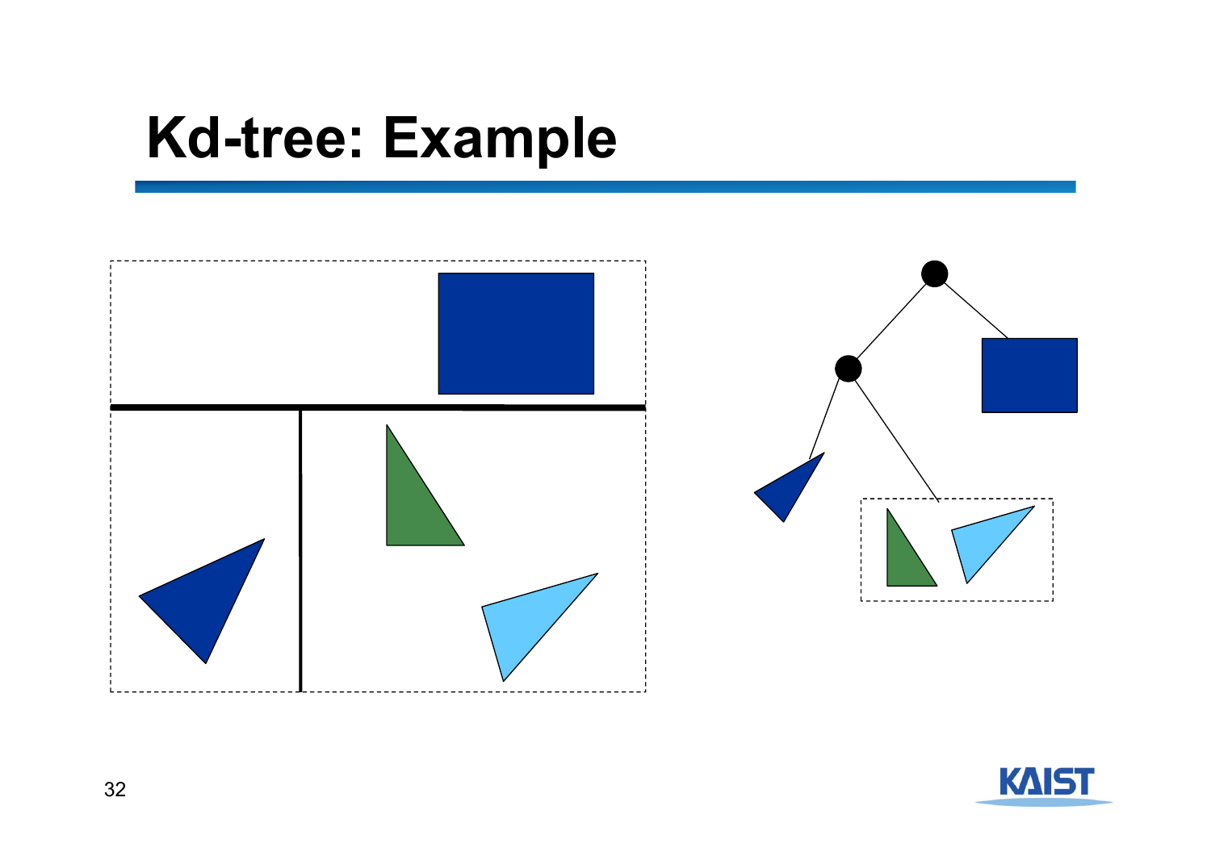# Kd-tree: Example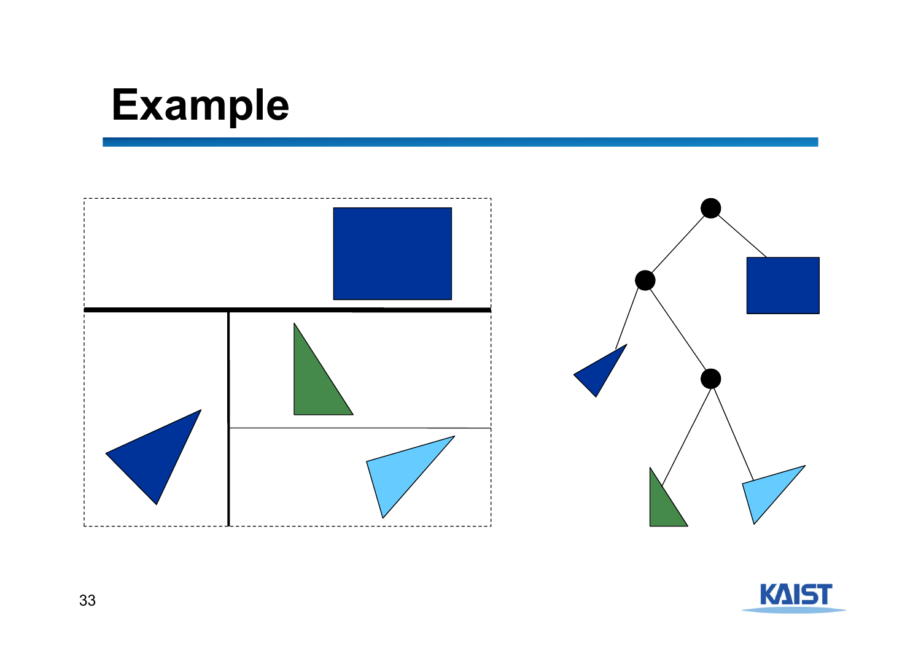# Example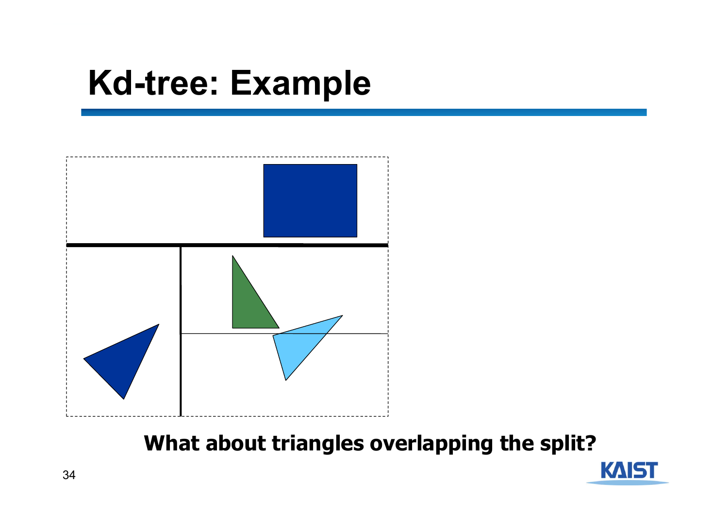# Kd-tree: Example

**What about triangles overlapping the split?**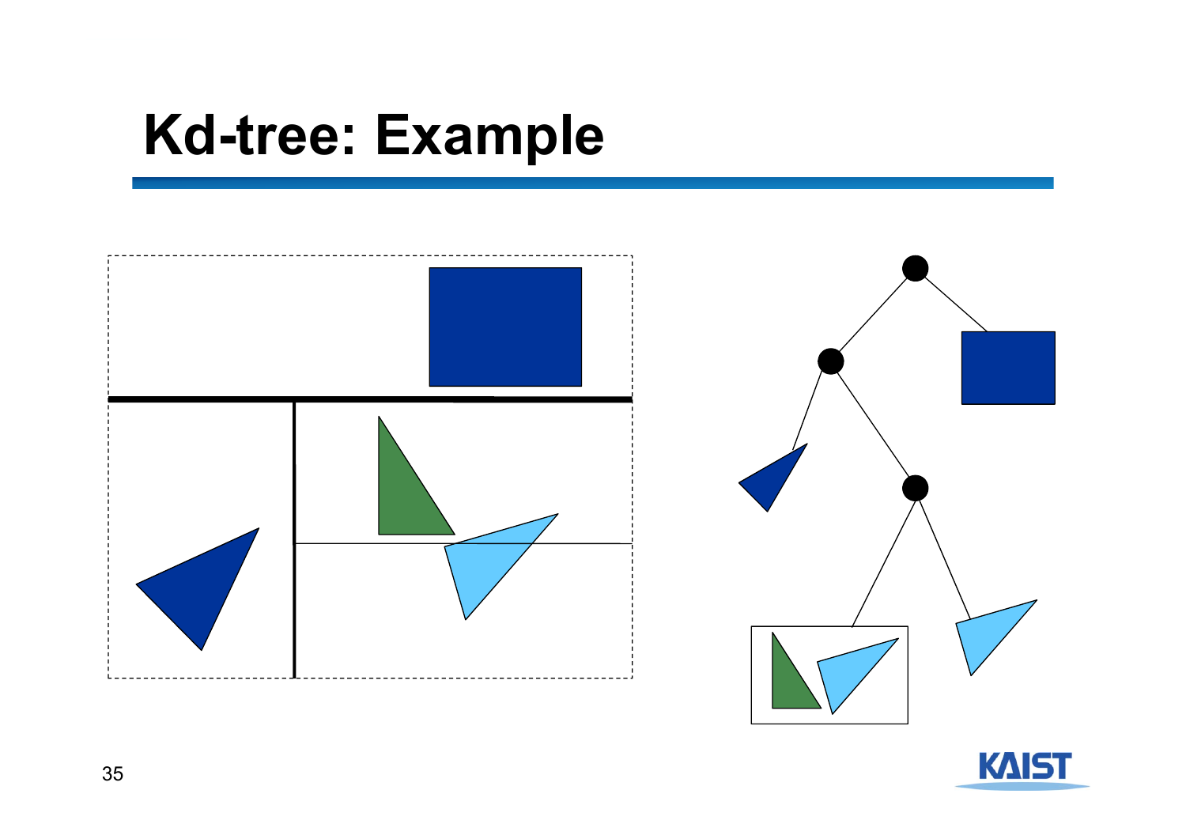# Kd-tree: Example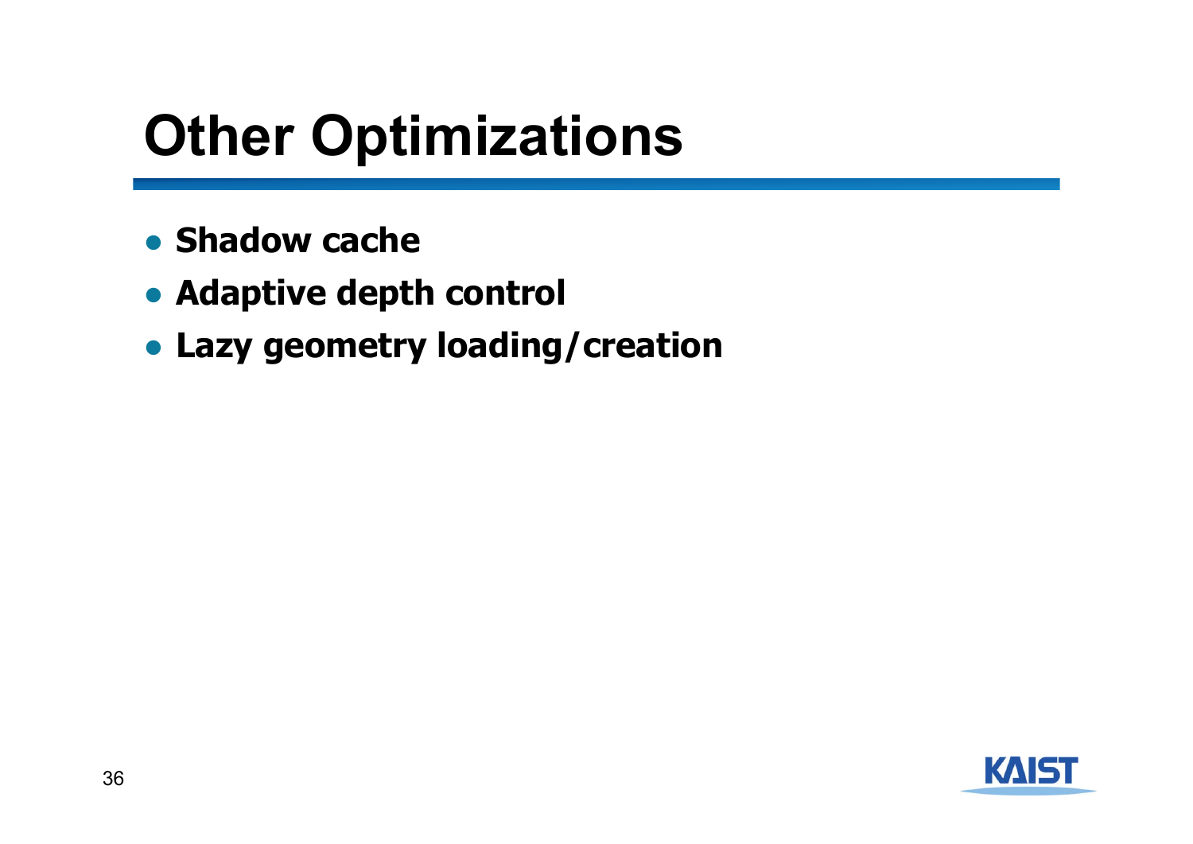# Other Optimizations

- **Shadow cache**
- **Adaptive depth control**
- **Lazy geometry loading/creation**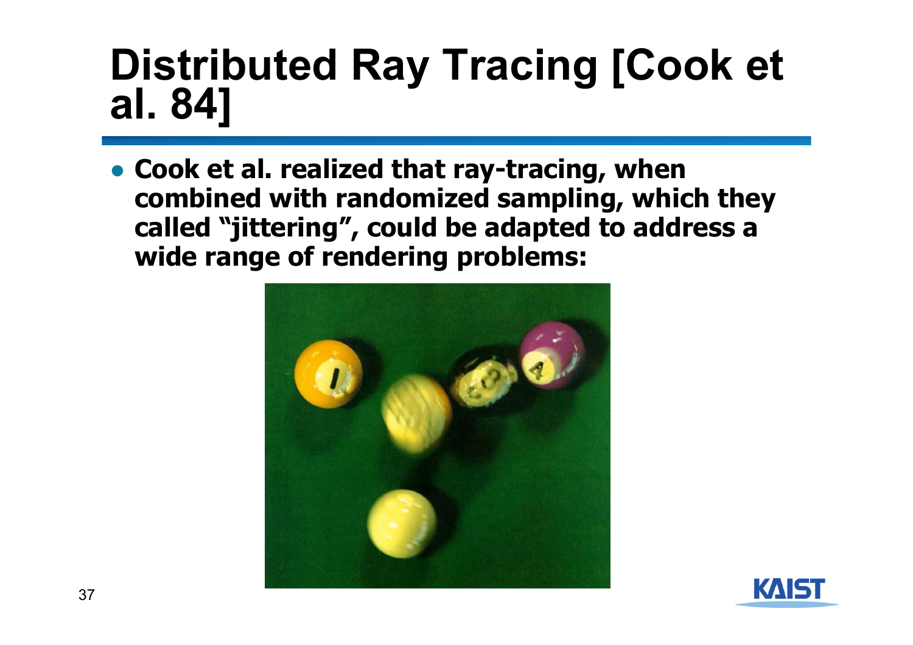# Distributed Ray Tracing [Cook et al. 84]

- **Cook et al. realized that ray-tracing, when combined with randomized sampling, which they called "jittering", could be adapted to address a wide range of rendering problems:**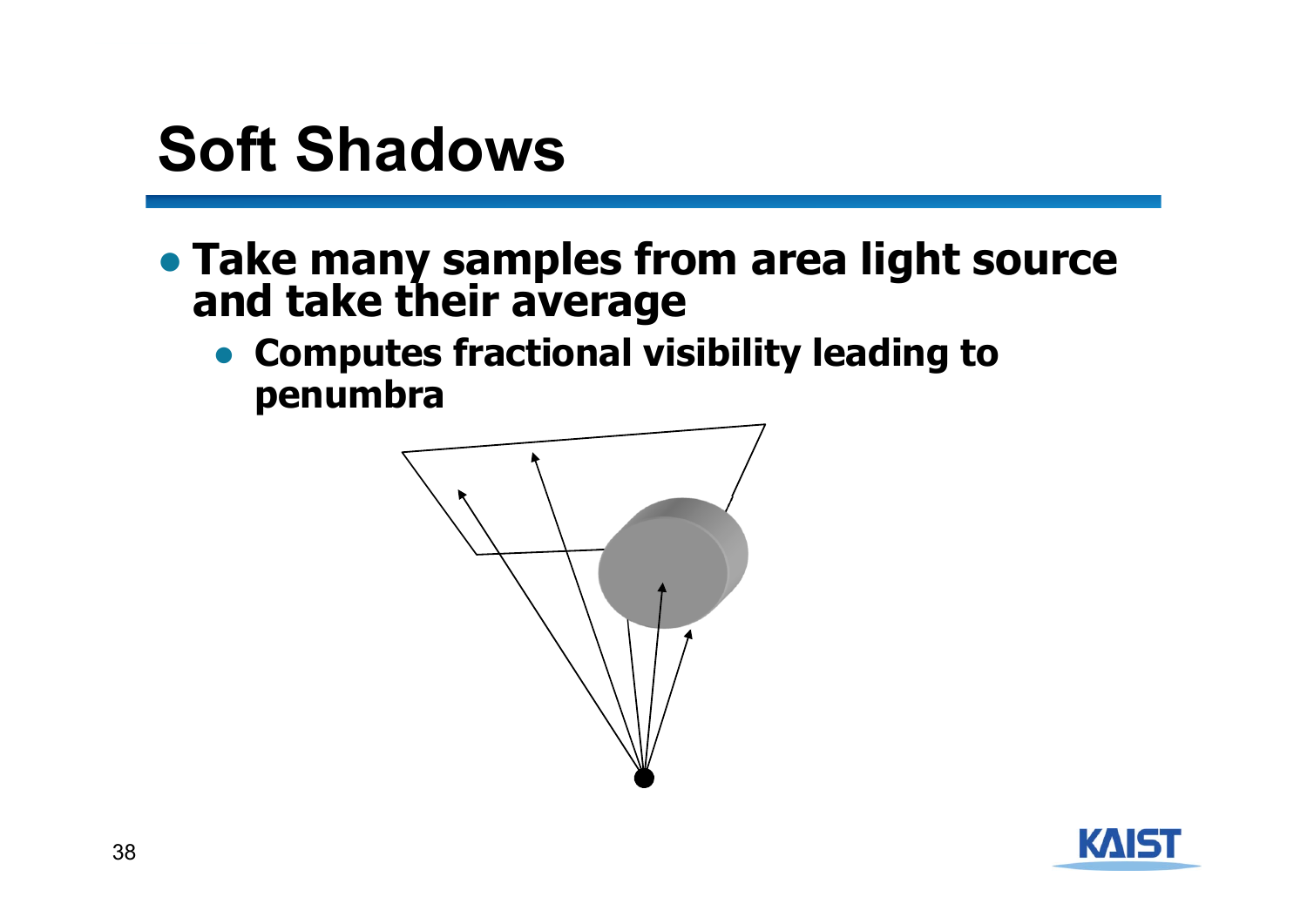# Soft Shadows

- **Take many samples from area light source and take their average**
  - **Computes fractional visibility leading to penumbra**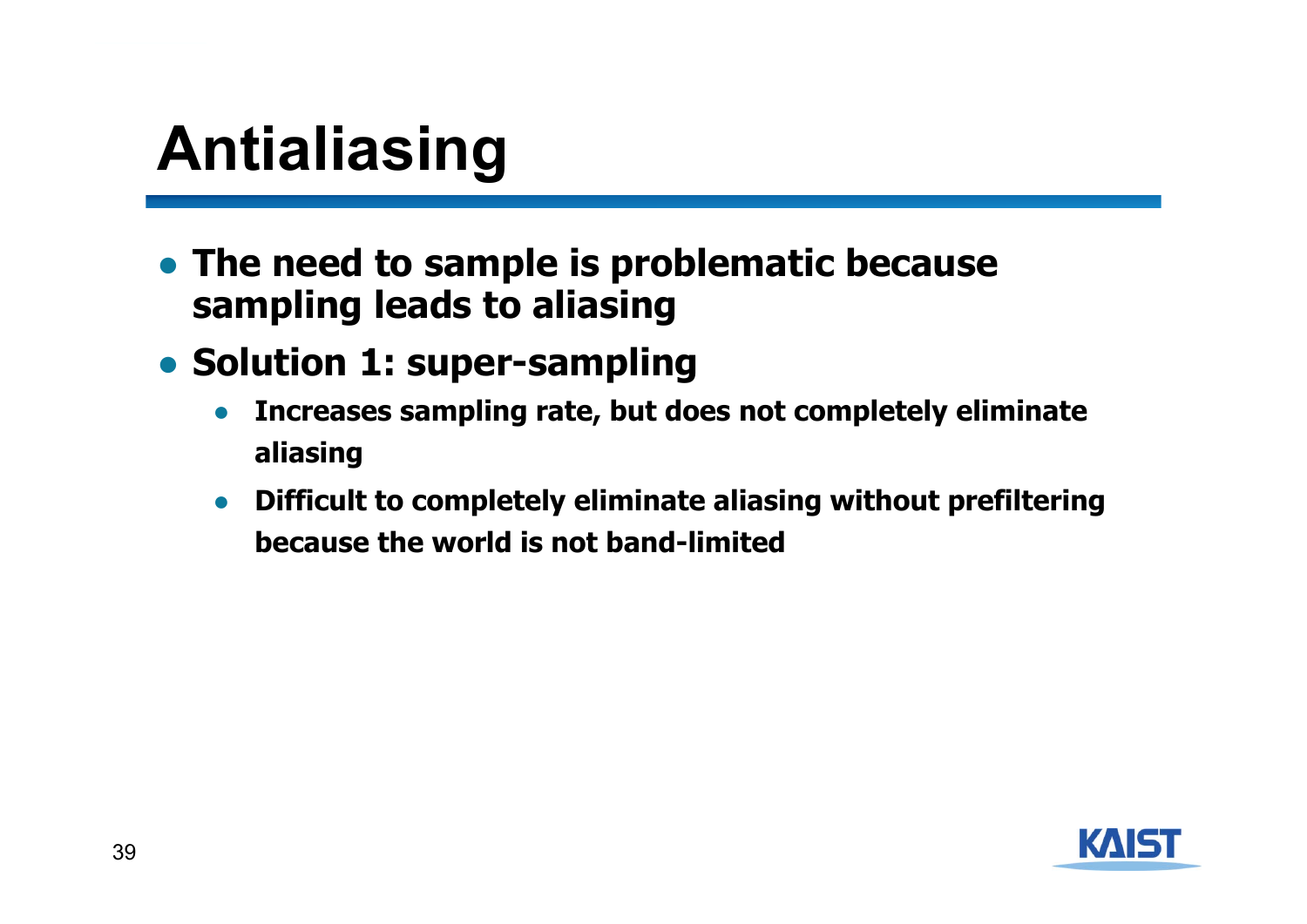# Antialiasing

- **The need to sample is problematic because sampling leads to aliasing**
- **Solution 1: super-sampling**
  - **Increases sampling rate, but does not completely eliminate aliasing**
  - **Difficult to completely eliminate aliasing without prefiltering because the world is not band-limited**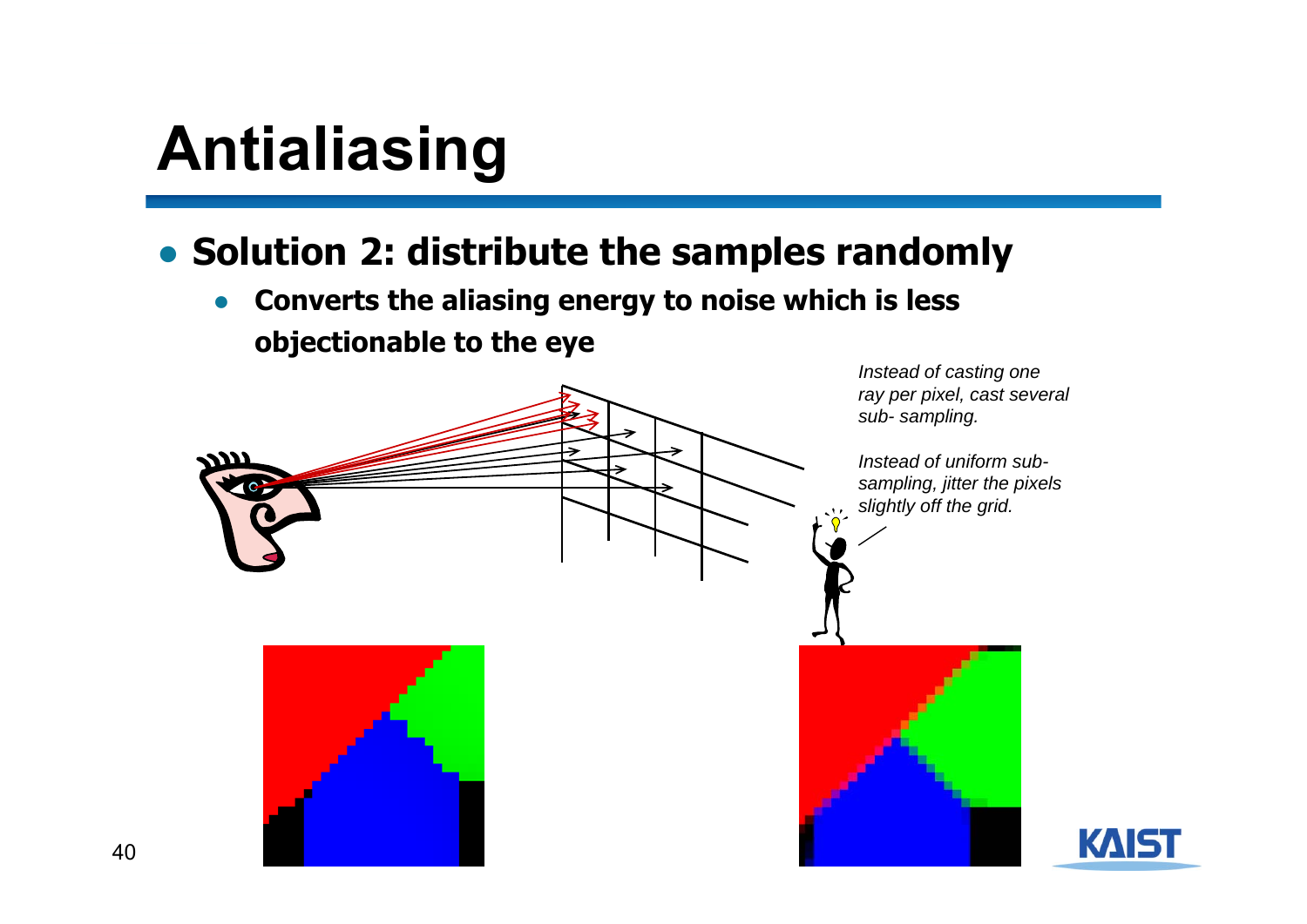# Antialiasing

- **Solution 2: distribute the samples randomly**
  - **Converts the aliasing energy to noise which is less objectionable to the eye**

*Instead of casting one ray per pixel, cast several sub- sampling.*

*Instead of uniform sub-sampling, jitter the pixels slightly off the grid.*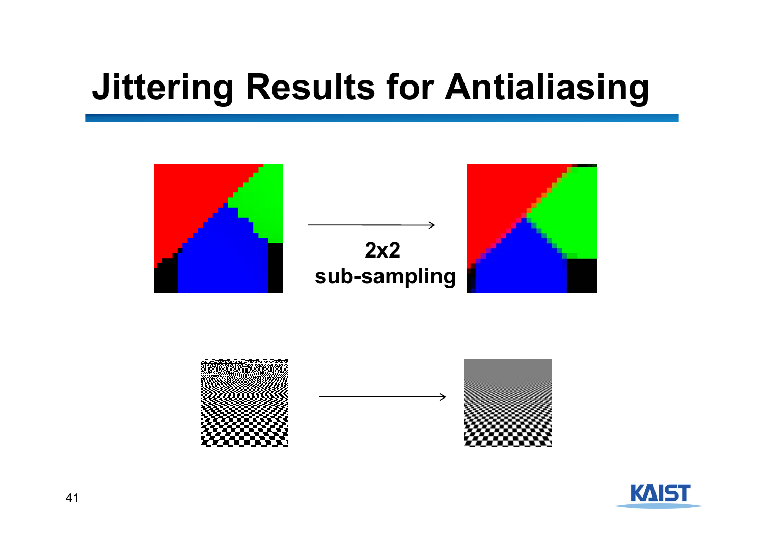# Jittering Results for Antialiasing

2x2
sub-sampling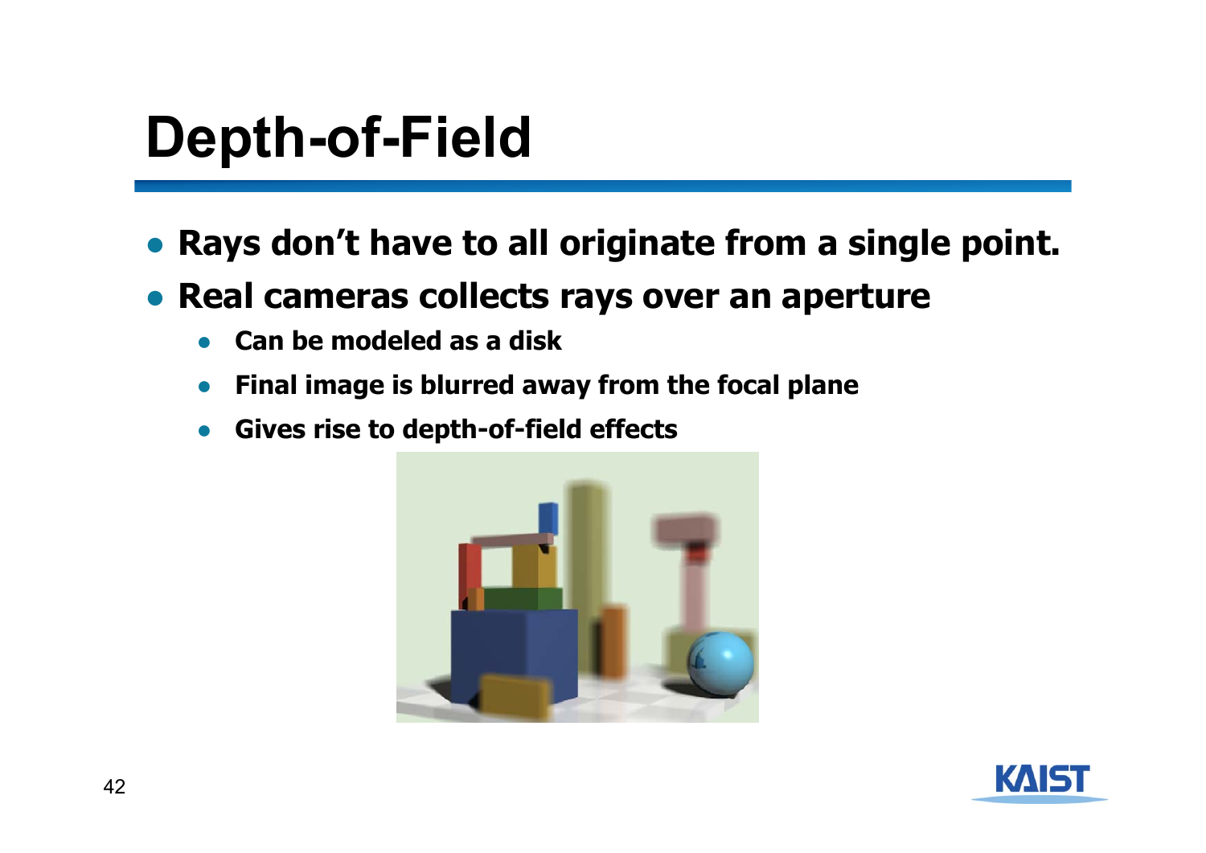# Depth-of-Field

- **Rays don't have to all originate from a single point.**
- **Real cameras collects rays over an aperture**
  - **Can be modeled as a disk**
  - **Final image is blurred away from the focal plane**
  - **Gives rise to depth-of-field effects**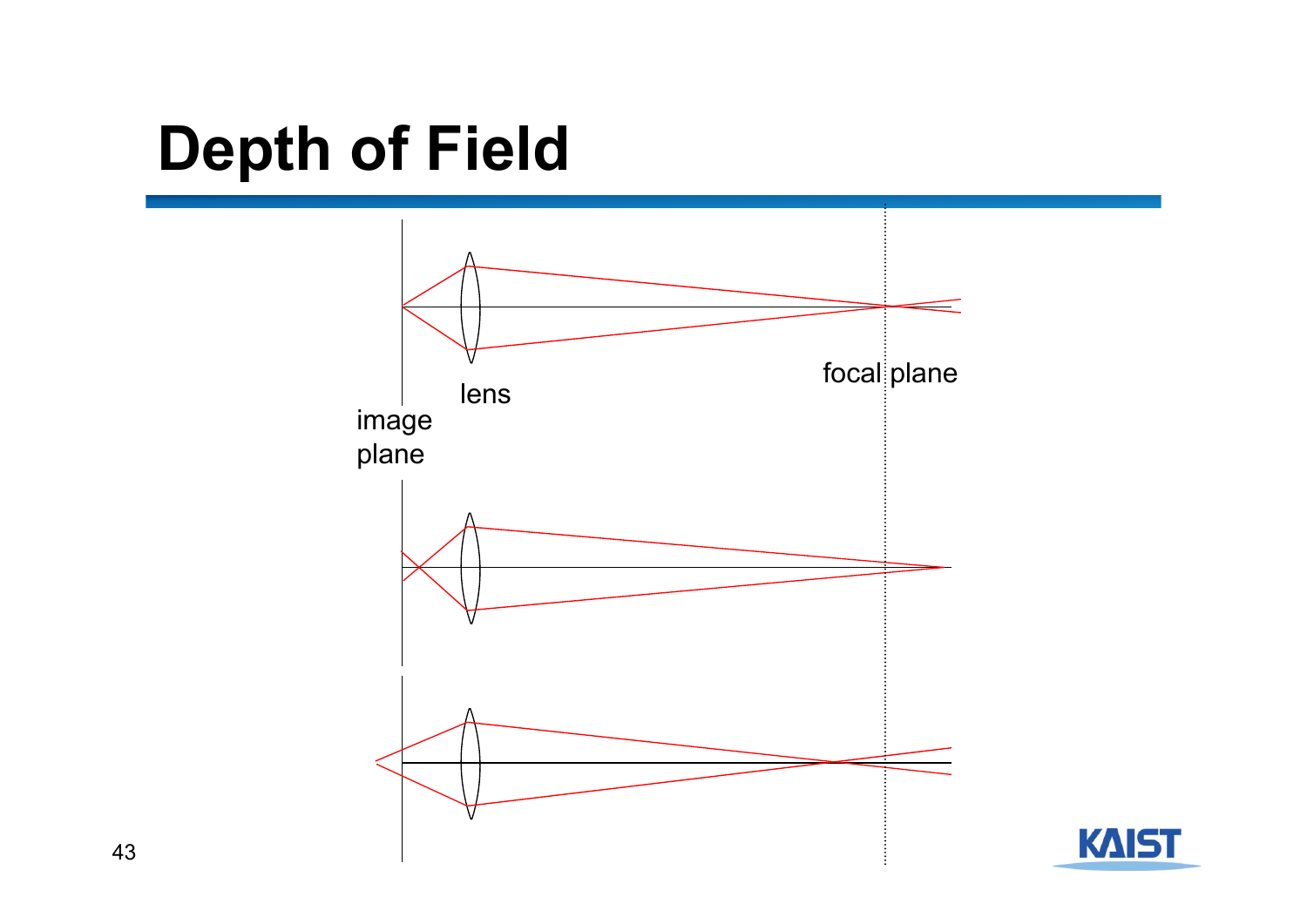# Depth of Field

focal plane

lens

image plane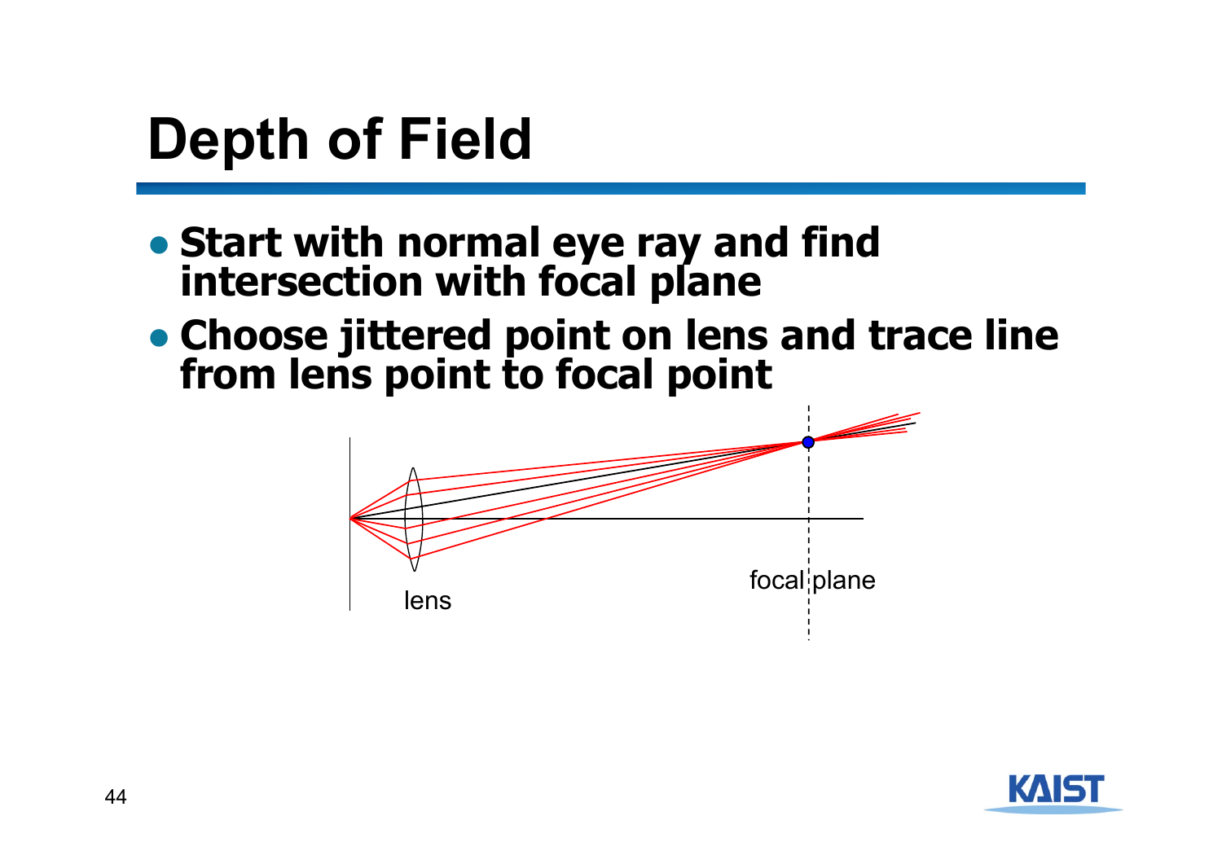# Depth of Field

- **Start with normal eye ray and find intersection with focal plane**
- **Choose jittered point on lens and trace line from lens point to focal point**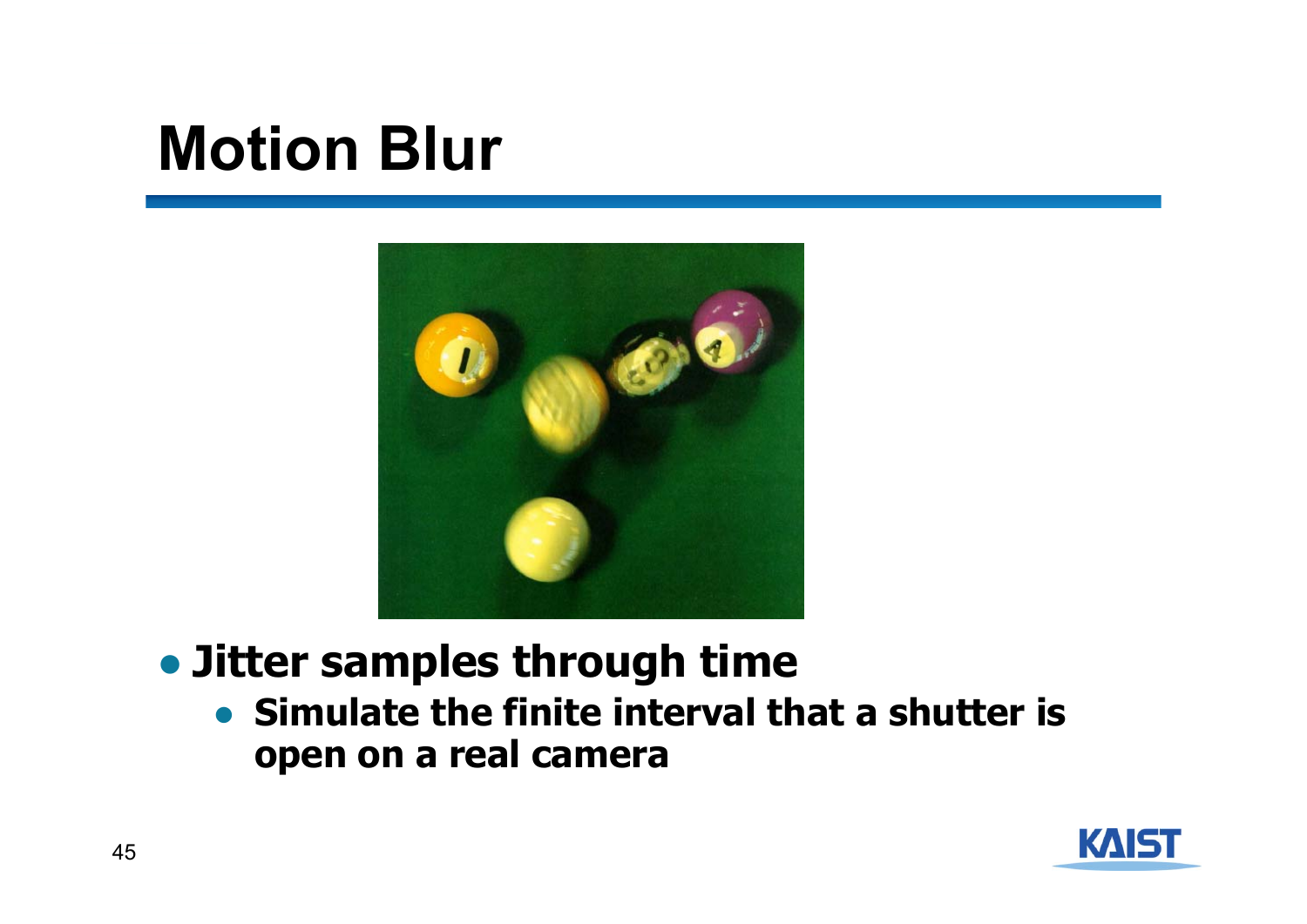# Motion Blur

- **Jitter samples through time**
  - **Simulate the finite interval that a shutter is open on a real camera**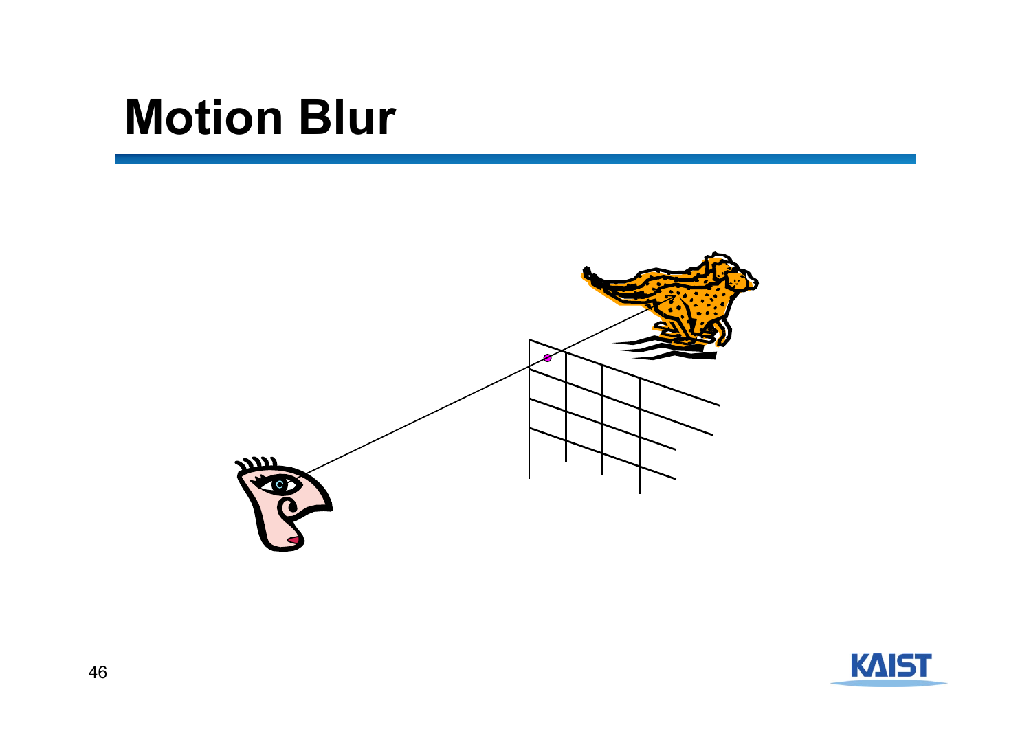# Motion Blur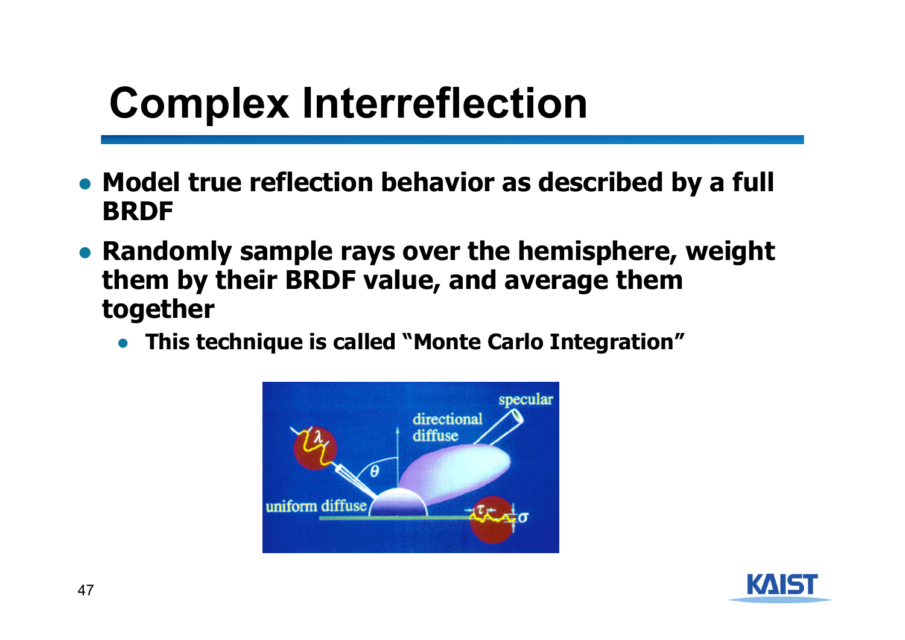# Complex Interreflection

- **Model true reflection behavior as described by a full BRDF**
- **Randomly sample rays over the hemisphere, weight them by their BRDF value, and average them together**
  - **This technique is called "Monte Carlo Integration"**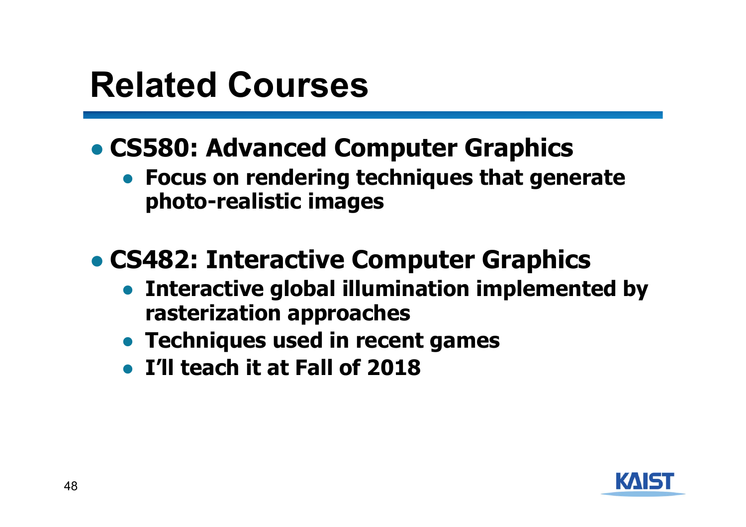# Related Courses

- **CS580: Advanced Computer Graphics**
  - **Focus on rendering techniques that generate photo-realistic images**

- **CS482: Interactive Computer Graphics**
  - **Interactive global illumination implemented by rasterization approaches**
  - **Techniques used in recent games**
  - **I'll teach it at Fall of 2018**